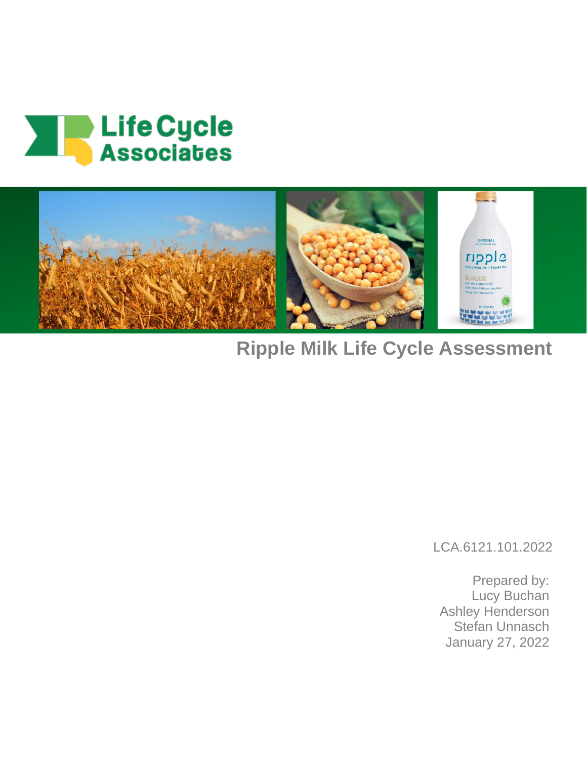Life Cycle Associates

# Ripple Milk Life Cycle Assessment

LCA.6121.101.2022

Prepared by:
Lucy Buchan
Ashley Henderson
Stefan Unnasch
January 27, 2022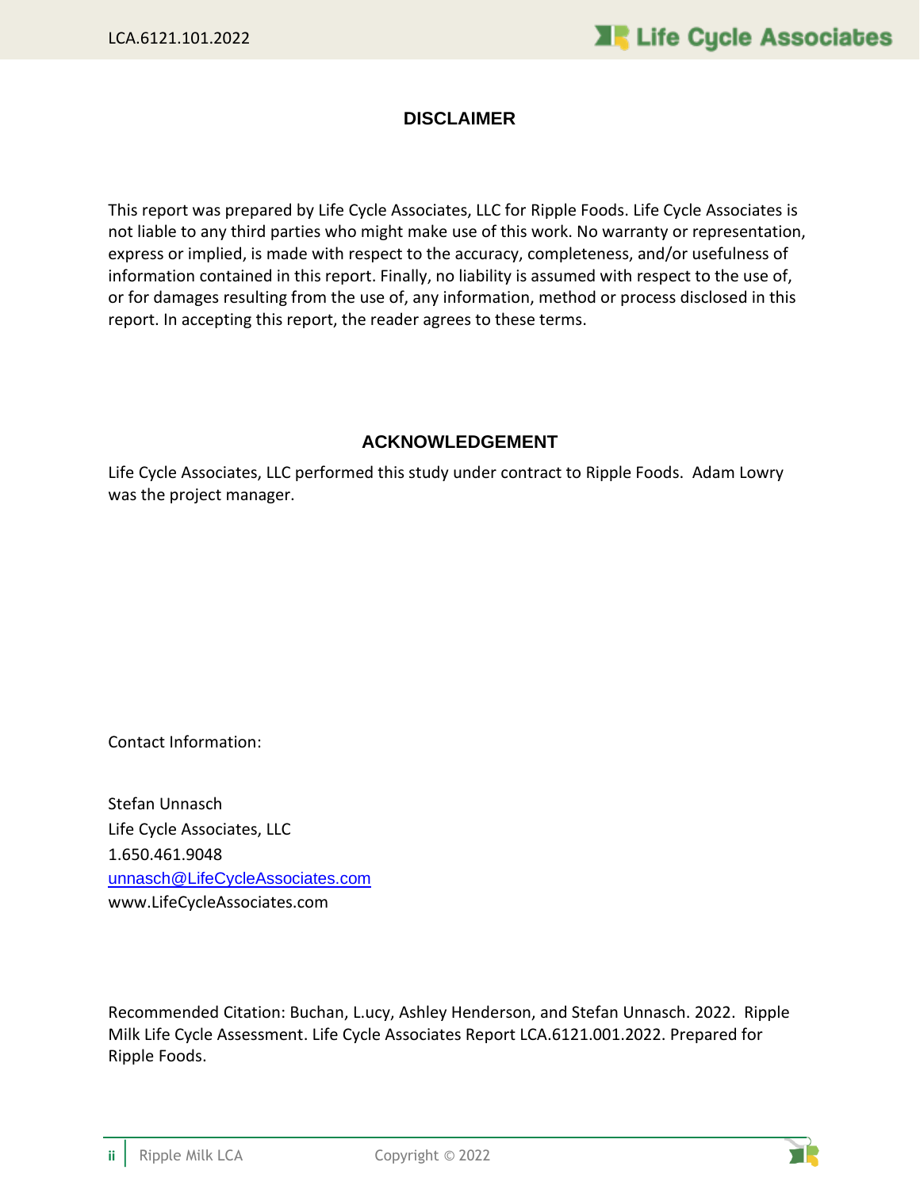## DISCLAIMER

This report was prepared by Life Cycle Associates, LLC for Ripple Foods. Life Cycle Associates is not liable to any third parties who might make use of this work. No warranty or representation, express or implied, is made with respect to the accuracy, completeness, and/or usefulness of information contained in this report. Finally, no liability is assumed with respect to the use of, or for damages resulting from the use of, any information, method or process disclosed in this report. In accepting this report, the reader agrees to these terms.

## ACKNOWLEDGEMENT

Life Cycle Associates, LLC performed this study under contract to Ripple Foods. Adam Lowry was the project manager.

Contact Information:

Stefan Unnasch
Life Cycle Associates, LLC
1.650.461.9048
unnasch@LifeCycleAssociates.com
www.LifeCycleAssociates.com

Recommended Citation: Buchan, L.ucy, Ashley Henderson, and Stefan Unnasch. 2022. Ripple Milk Life Cycle Assessment. Life Cycle Associates Report LCA.6121.001.2022. Prepared for Ripple Foods.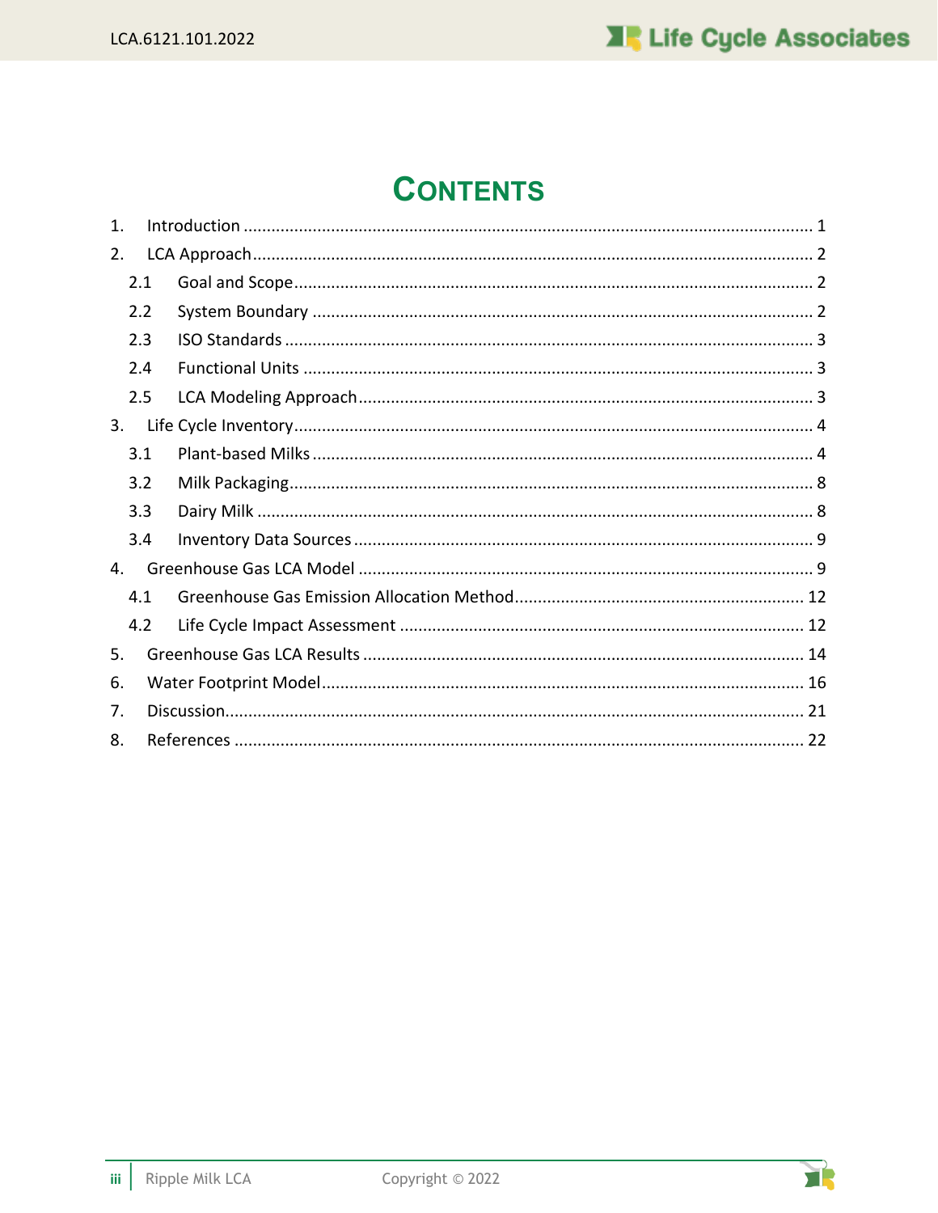# CONTENTS

1. Introduction ........................................................................................................................ 1
2. LCA Approach ...................................................................................................................... 2
   - 2.1 Goal and Scope ............................................................................................................. 2
   - 2.2 System Boundary .......................................................................................................... 2
   - 2.3 ISO Standards ............................................................................................................... 3
   - 2.4 Functional Units ............................................................................................................ 3
   - 2.5 LCA Modeling Approach ................................................................................................ 3
3. Life Cycle Inventory .............................................................................................................. 4
   - 3.1 Plant-based Milks .......................................................................................................... 4
   - 3.2 Milk Packaging ............................................................................................................... 8
   - 3.3 Dairy Milk ...................................................................................................................... 8
   - 3.4 Inventory Data Sources ................................................................................................. 9
4. Greenhouse Gas LCA Model ................................................................................................ 9
   - 4.1 Greenhouse Gas Emission Allocation Method ............................................................. 12
   - 4.2 Life Cycle Impact Assessment ..................................................................................... 12
5. Greenhouse Gas LCA Results ............................................................................................. 14
6. Water Footprint Model ...................................................................................................... 16
7. Discussion .......................................................................................................................... 21
8. References ......................................................................................................................... 22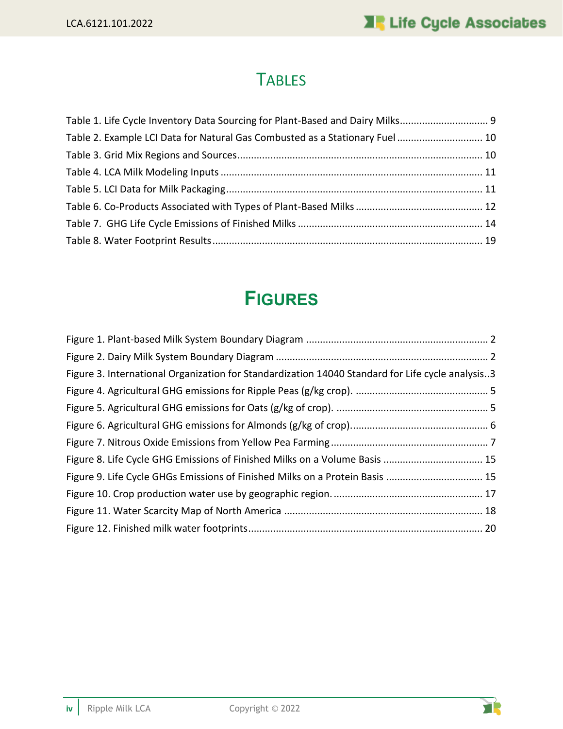# Tables

Table 1. Life Cycle Inventory Data Sourcing for Plant-Based and Dairy Milks................................ 9
Table 2. Example LCI Data for Natural Gas Combusted as a Stationary Fuel .............................. 10
Table 3. Grid Mix Regions and Sources........................................................................................ 10
Table 4. LCA Milk Modeling Inputs .............................................................................................. 11
Table 5. LCI Data for Milk Packaging............................................................................................ 11
Table 6. Co-Products Associated with Types of Plant-Based Milks ............................................. 12
Table 7. GHG Life Cycle Emissions of Finished Milks .................................................................. 14
Table 8. Water Footprint Results................................................................................................. 19

# Figures

Figure 1. Plant-based Milk System Boundary Diagram .................................................................. 2
Figure 2. Dairy Milk System Boundary Diagram ............................................................................ 2
Figure 3. International Organization for Standardization 14040 Standard for Life cycle analysis..3
Figure 4. Agricultural GHG emissions for Ripple Peas (g/kg crop). ................................................ 5
Figure 5. Agricultural GHG emissions for Oats (g/kg of crop). ....................................................... 5
Figure 6. Agricultural GHG emissions for Almonds (g/kg of crop)................................................. 6
Figure 7. Nitrous Oxide Emissions from Yellow Pea Farming ......................................................... 7
Figure 8. Life Cycle GHG Emissions of Finished Milks on a Volume Basis ................................... 15
Figure 9. Life Cycle GHGs Emissions of Finished Milks on a Protein Basis .................................. 15
Figure 10. Crop production water use by geographic region. ...................................................... 17
Figure 11. Water Scarcity Map of North America ....................................................................... 18
Figure 12. Finished milk water footprints..................................................................................... 20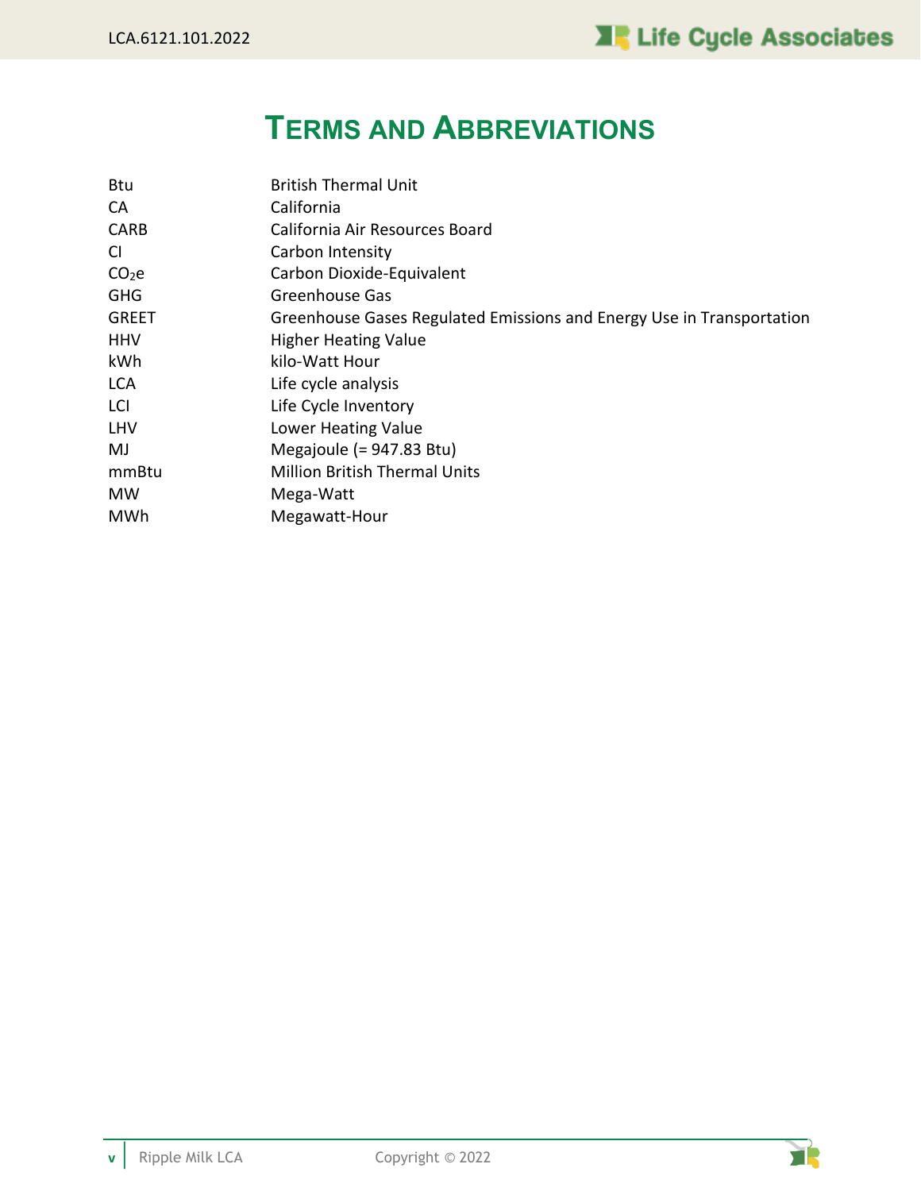# Terms and Abbreviations

| | |
|---|---|
| Btu | British Thermal Unit |
| CA | California |
| CARB | California Air Resources Board |
| CI | Carbon Intensity |
| $CO_2e$ | Carbon Dioxide-Equivalent |
| GHG | Greenhouse Gas |
| GREET | Greenhouse Gases Regulated Emissions and Energy Use in Transportation |
| HHV | Higher Heating Value |
| kWh | kilo-Watt Hour |
| LCA | Life cycle analysis |
| LCI | Life Cycle Inventory |
| LHV | Lower Heating Value |
| MJ | Megajoule (= 947.83 Btu) |
| mmBtu | Million British Thermal Units |
| MW | Mega-Watt |
| MWh | Megawatt-Hour |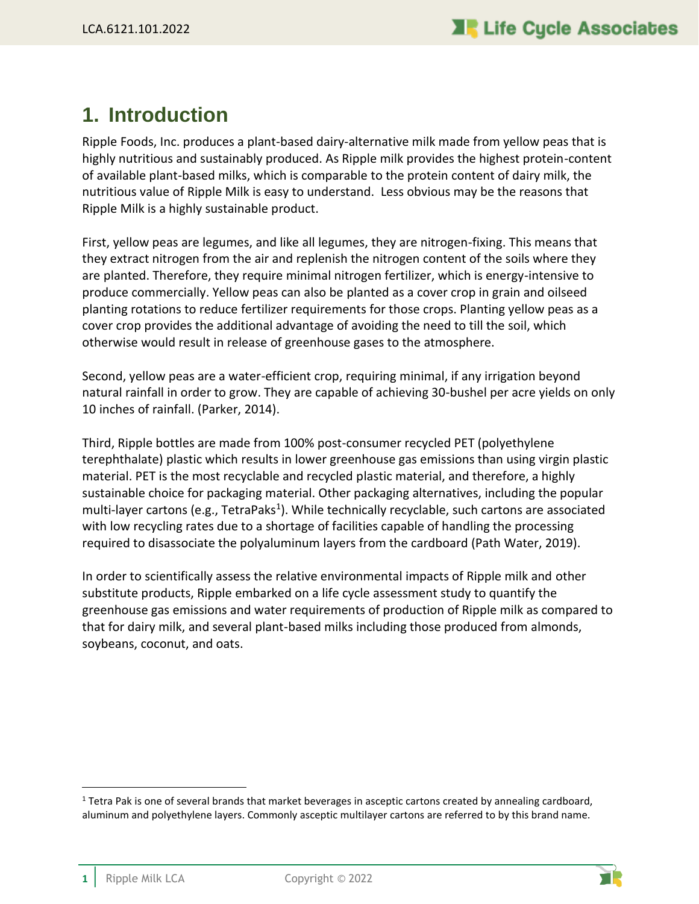# 1. Introduction

Ripple Foods, Inc. produces a plant-based dairy-alternative milk made from yellow peas that is highly nutritious and sustainably produced. As Ripple milk provides the highest protein-content of available plant-based milks, which is comparable to the protein content of dairy milk, the nutritious value of Ripple Milk is easy to understand. Less obvious may be the reasons that Ripple Milk is a highly sustainable product.

First, yellow peas are legumes, and like all legumes, they are nitrogen-fixing. This means that they extract nitrogen from the air and replenish the nitrogen content of the soils where they are planted. Therefore, they require minimal nitrogen fertilizer, which is energy-intensive to produce commercially. Yellow peas can also be planted as a cover crop in grain and oilseed planting rotations to reduce fertilizer requirements for those crops. Planting yellow peas as a cover crop provides the additional advantage of avoiding the need to till the soil, which otherwise would result in release of greenhouse gases to the atmosphere.

Second, yellow peas are a water-efficient crop, requiring minimal, if any irrigation beyond natural rainfall in order to grow. They are capable of achieving 30-bushel per acre yields on only 10 inches of rainfall. (Parker, 2014).

Third, Ripple bottles are made from 100% post-consumer recycled PET (polyethylene terephthalate) plastic which results in lower greenhouse gas emissions than using virgin plastic material. PET is the most recyclable and recycled plastic material, and therefore, a highly sustainable choice for packaging material. Other packaging alternatives, including the popular multi-layer cartons (e.g., TetraPaks[1]). While technically recyclable, such cartons are associated with low recycling rates due to a shortage of facilities capable of handling the processing required to disassociate the polyaluminum layers from the cardboard (Path Water, 2019).

In order to scientifically assess the relative environmental impacts of Ripple milk and other substitute products, Ripple embarked on a life cycle assessment study to quantify the greenhouse gas emissions and water requirements of production of Ripple milk as compared to that for dairy milk, and several plant-based milks including those produced from almonds, soybeans, coconut, and oats.

---

[1] Tetra Pak is one of several brands that market beverages in asceptic cartons created by annealing cardboard, aluminum and polyethylene layers. Commonly asceptic multilayer cartons are referred to by this brand name.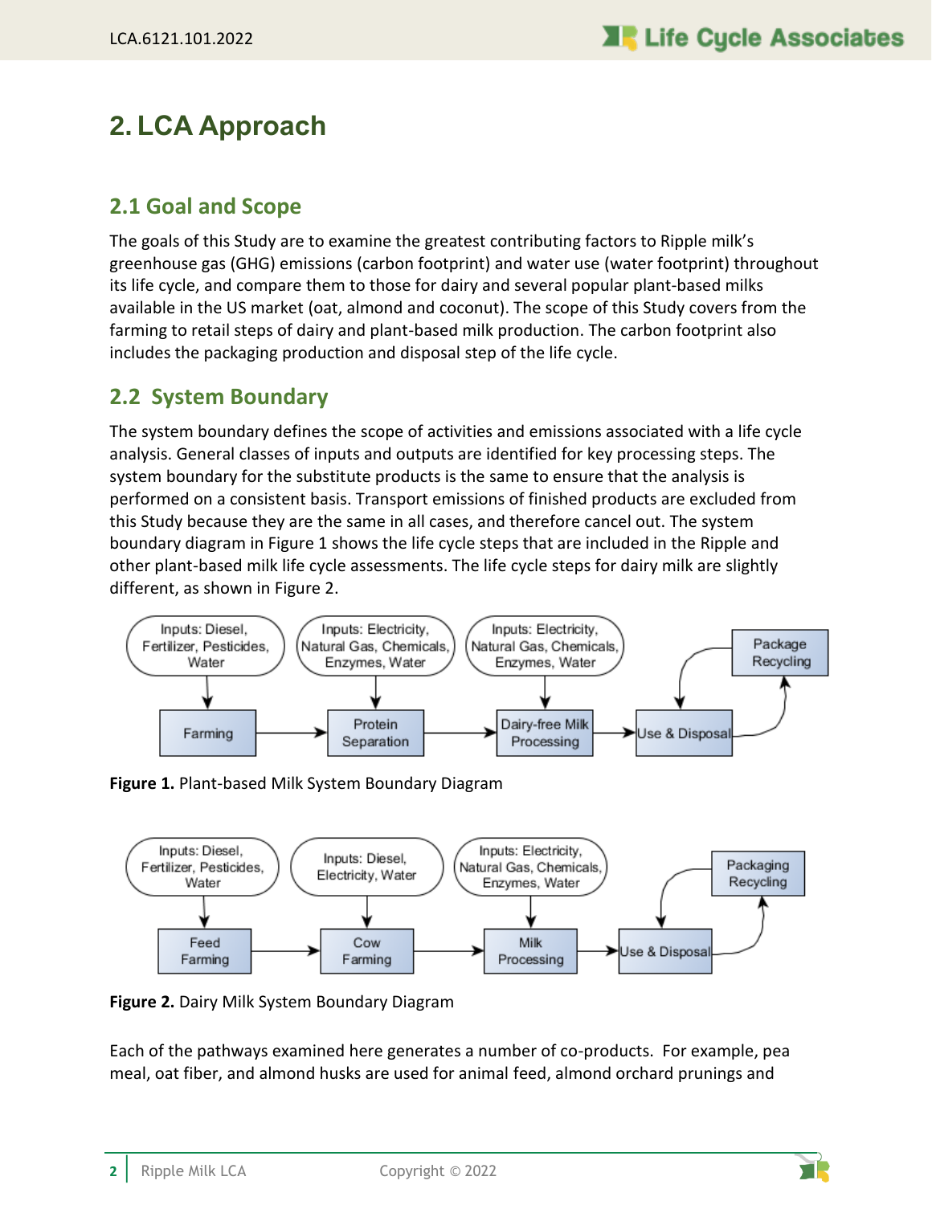# 2. LCA Approach

## 2.1 Goal and Scope

The goals of this Study are to examine the greatest contributing factors to Ripple milk's greenhouse gas (GHG) emissions (carbon footprint) and water use (water footprint) throughout its life cycle, and compare them to those for dairy and several popular plant-based milks available in the US market (oat, almond and coconut). The scope of this Study covers from the farming to retail steps of dairy and plant-based milk production. The carbon footprint also includes the packaging production and disposal step of the life cycle.

## 2.2 System Boundary

The system boundary defines the scope of activities and emissions associated with a life cycle analysis. General classes of inputs and outputs are identified for key processing steps. The system boundary for the substitute products is the same to ensure that the analysis is performed on a consistent basis. Transport emissions of finished products are excluded from this Study because they are the same in all cases, and therefore cancel out. The system boundary diagram in Figure 1 shows the life cycle steps that are included in the Ripple and other plant-based milk life cycle assessments. The life cycle steps for dairy milk are slightly different, as shown in Figure 2.

Inputs: Diesel, Fertilizer, Pesticides, Water → Farming
Inputs: Electricity, Natural Gas, Chemicals, Enzymes, Water → Protein Separation
Inputs: Electricity, Natural Gas, Chemicals, Enzymes, Water → Dairy-free Milk Processing
Farming → Protein Separation → Dairy-free Milk Processing → Use & Disposal ⇄ Package Recycling

**Figure 1.** Plant-based Milk System Boundary Diagram

Inputs: Diesel, Fertilizer, Pesticides, Water → Feed Farming
Inputs: Diesel, Electricity, Water → Cow Farming
Inputs: Electricity, Natural Gas, Chemicals, Enzymes, Water → Milk Processing
Feed Farming → Cow Farming → Milk Processing → Use & Disposal ⇄ Packaging Recycling

**Figure 2.** Dairy Milk System Boundary Diagram

Each of the pathways examined here generates a number of co-products. For example, pea meal, oat fiber, and almond husks are used for animal feed, almond orchard prunings and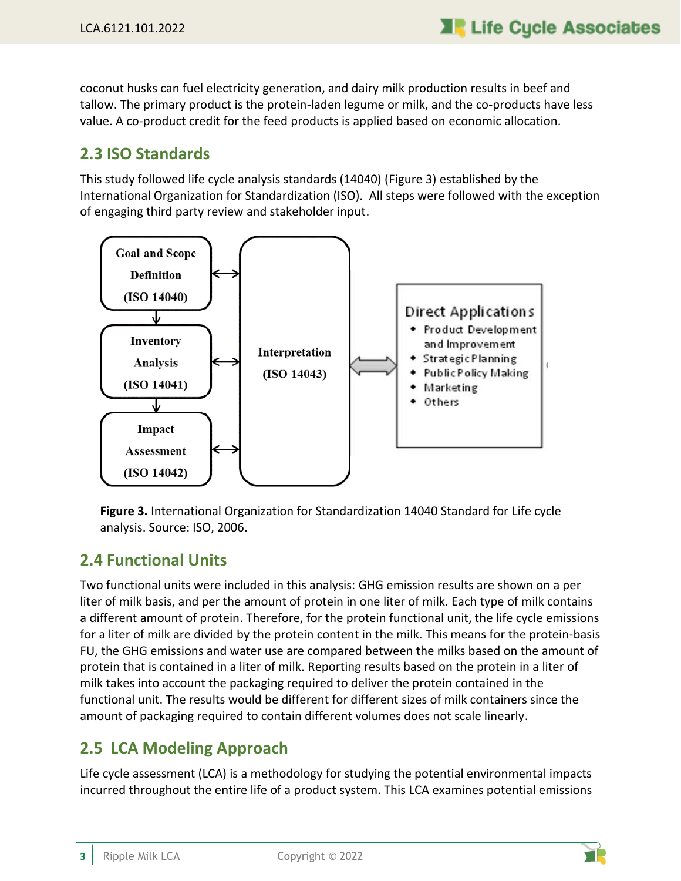coconut husks can fuel electricity generation, and dairy milk production results in beef and tallow. The primary product is the protein-laden legume or milk, and the co-products have less value. A co-product credit for the feed products is applied based on economic allocation.

## 2.3 ISO Standards

This study followed life cycle analysis standards (14040) (Figure 3) established by the International Organization for Standardization (ISO). All steps were followed with the exception of engaging third party review and stakeholder input.

Goal and Scope Definition (ISO 14040)

Inventory Analysis (ISO 14041)

Impact Assessment (ISO 14042)

Interpretation (ISO 14043)

Direct Applications
- Product Development and Improvement
- Strategic Planning
- Public Policy Making
- Marketing
- Others

**Figure 3.** International Organization for Standardization 14040 Standard for Life cycle analysis. Source: ISO, 2006.

## 2.4 Functional Units

Two functional units were included in this analysis: GHG emission results are shown on a per liter of milk basis, and per the amount of protein in one liter of milk. Each type of milk contains a different amount of protein. Therefore, for the protein functional unit, the life cycle emissions for a liter of milk are divided by the protein content in the milk. This means for the protein-basis FU, the GHG emissions and water use are compared between the milks based on the amount of protein that is contained in a liter of milk. Reporting results based on the protein in a liter of milk takes into account the packaging required to deliver the protein contained in the functional unit. The results would be different for different sizes of milk containers since the amount of packaging required to contain different volumes does not scale linearly.

## 2.5 LCA Modeling Approach

Life cycle assessment (LCA) is a methodology for studying the potential environmental impacts incurred throughout the entire life of a product system. This LCA examines potential emissions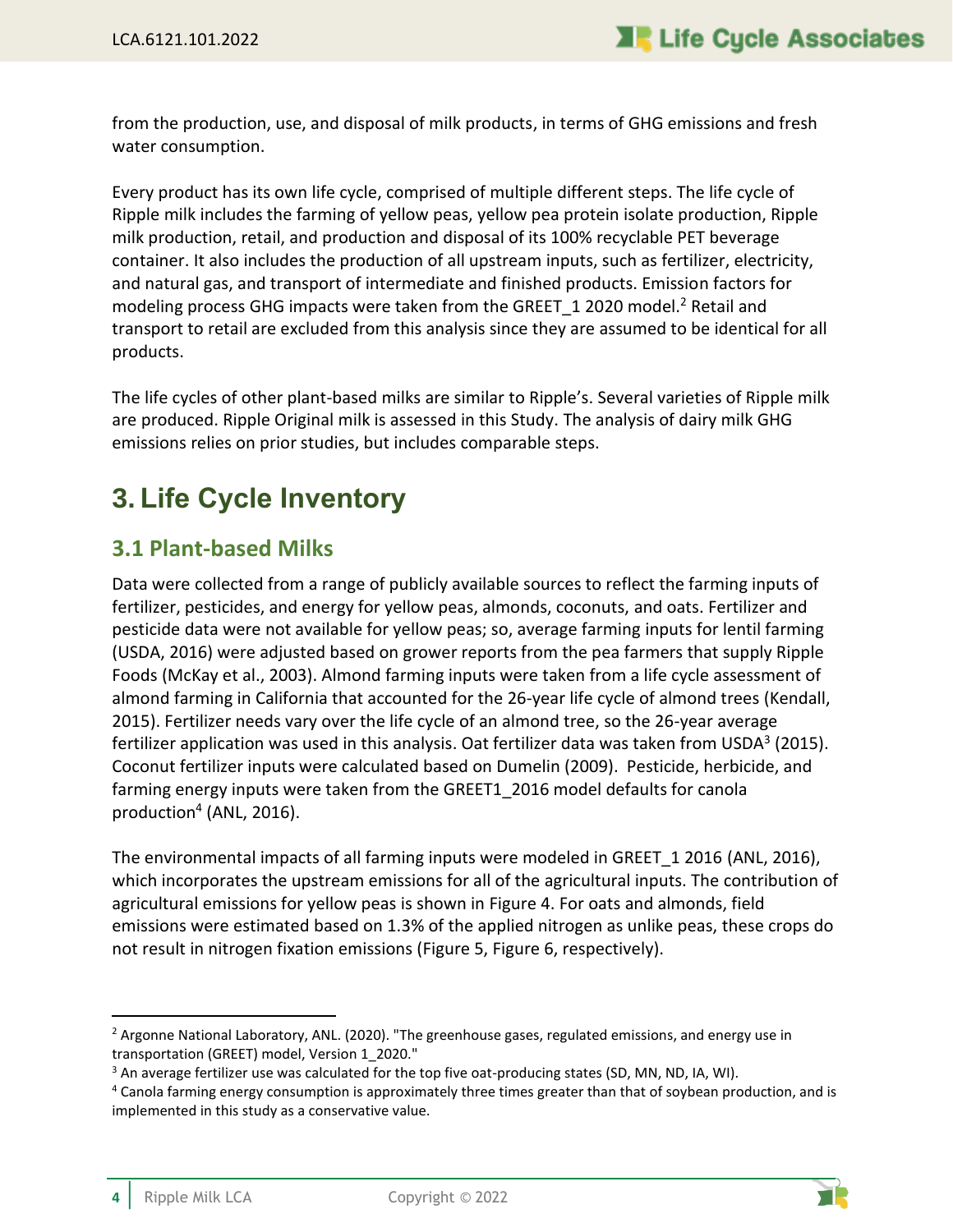from the production, use, and disposal of milk products, in terms of GHG emissions and fresh water consumption.

Every product has its own life cycle, comprised of multiple different steps. The life cycle of Ripple milk includes the farming of yellow peas, yellow pea protein isolate production, Ripple milk production, retail, and production and disposal of its 100% recyclable PET beverage container. It also includes the production of all upstream inputs, such as fertilizer, electricity, and natural gas, and transport of intermediate and finished products. Emission factors for modeling process GHG impacts were taken from the GREET_1 2020 model.[2] Retail and transport to retail are excluded from this analysis since they are assumed to be identical for all products.

The life cycles of other plant-based milks are similar to Ripple's. Several varieties of Ripple milk are produced. Ripple Original milk is assessed in this Study. The analysis of dairy milk GHG emissions relies on prior studies, but includes comparable steps.

# 3. Life Cycle Inventory

## 3.1 Plant-based Milks

Data were collected from a range of publicly available sources to reflect the farming inputs of fertilizer, pesticides, and energy for yellow peas, almonds, coconuts, and oats. Fertilizer and pesticide data were not available for yellow peas; so, average farming inputs for lentil farming (USDA, 2016) were adjusted based on grower reports from the pea farmers that supply Ripple Foods (McKay et al., 2003). Almond farming inputs were taken from a life cycle assessment of almond farming in California that accounted for the 26-year life cycle of almond trees (Kendall, 2015). Fertilizer needs vary over the life cycle of an almond tree, so the 26-year average fertilizer application was used in this analysis. Oat fertilizer data was taken from USDA[3] (2015). Coconut fertilizer inputs were calculated based on Dumelin (2009). Pesticide, herbicide, and farming energy inputs were taken from the GREET1_2016 model defaults for canola production[4] (ANL, 2016).

The environmental impacts of all farming inputs were modeled in GREET_1 2016 (ANL, 2016), which incorporates the upstream emissions for all of the agricultural inputs. The contribution of agricultural emissions for yellow peas is shown in Figure 4. For oats and almonds, field emissions were estimated based on 1.3% of the applied nitrogen as unlike peas, these crops do not result in nitrogen fixation emissions (Figure 5, Figure 6, respectively).

---

[2] Argonne National Laboratory, ANL. (2020). "The greenhouse gases, regulated emissions, and energy use in transportation (GREET) model, Version 1_2020."

[3] An average fertilizer use was calculated for the top five oat-producing states (SD, MN, ND, IA, WI).

[4] Canola farming energy consumption is approximately three times greater than that of soybean production, and is implemented in this study as a conservative value.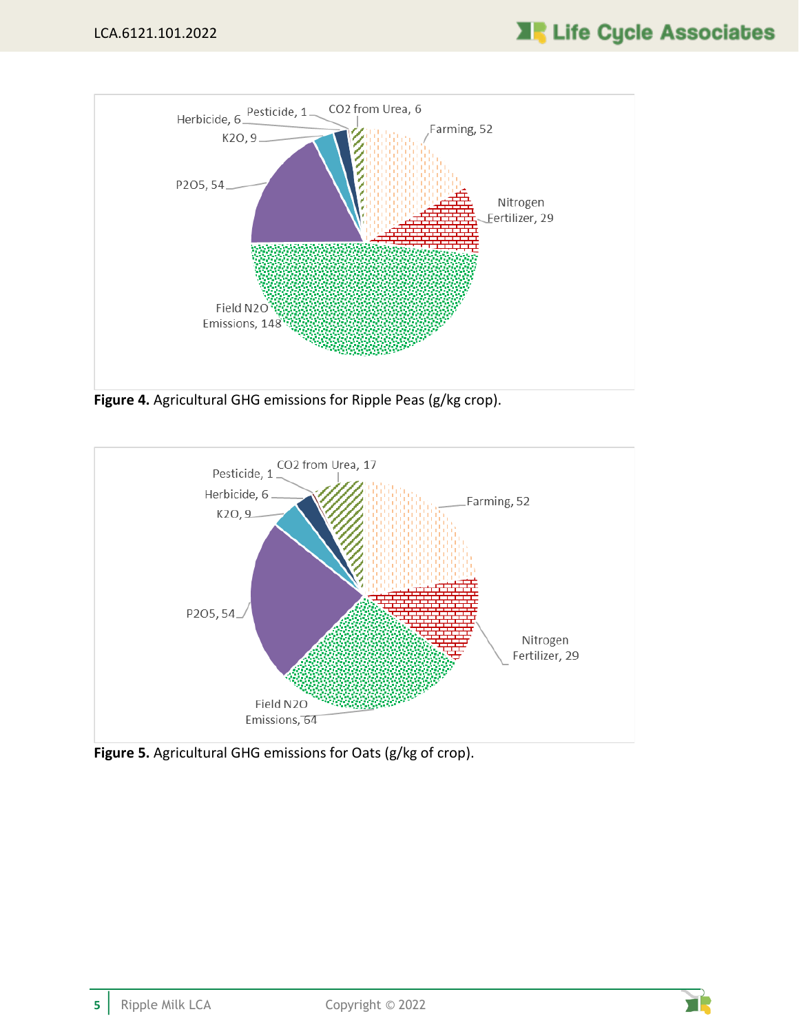Herbicide, 6 | Pesticide, 1 | $CO_2$ from Urea, 6 | Farming, 52 | K2O, 9 | P2O5, 54 | Nitrogen Fertilizer, 29 | Field N2O Emissions, 148

**Figure 4.** Agricultural GHG emissions for Ripple Peas (g/kg crop).

Pesticide, 1 | $CO_2$ from Urea, 17 | Herbicide, 6 | Farming, 52 | K2O, 9 | P2O5, 54 | Nitrogen Fertilizer, 29 | Field N2O Emissions, 64

**Figure 5.** Agricultural GHG emissions for Oats (g/kg of crop).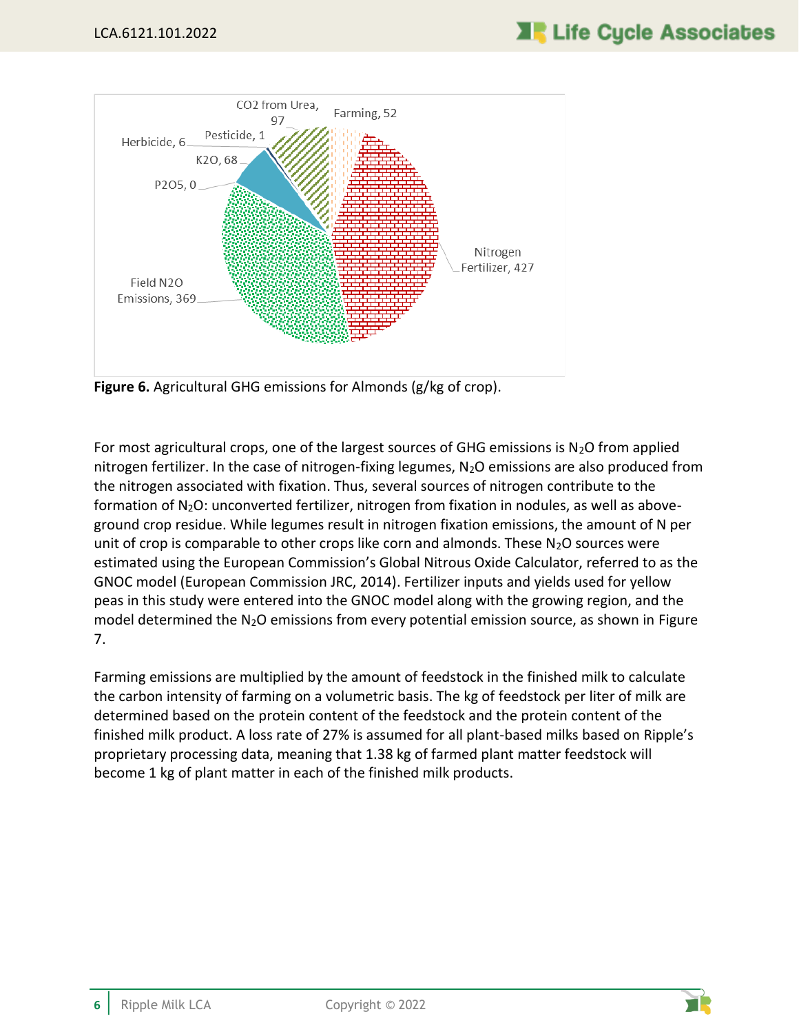**Figure 6.** Agricultural GHG emissions for Almonds (g/kg of crop).

For most agricultural crops, one of the largest sources of GHG emissions is $N_2O$ from applied nitrogen fertilizer. In the case of nitrogen-fixing legumes, $N_2O$ emissions are also produced from the nitrogen associated with fixation. Thus, several sources of nitrogen contribute to the formation of $N_2O$: unconverted fertilizer, nitrogen from fixation in nodules, as well as above-ground crop residue. While legumes result in nitrogen fixation emissions, the amount of N per unit of crop is comparable to other crops like corn and almonds. These $N_2O$ sources were estimated using the European Commission's Global Nitrous Oxide Calculator, referred to as the GNOC model (European Commission JRC, 2014). Fertilizer inputs and yields used for yellow peas in this study were entered into the GNOC model along with the growing region, and the model determined the $N_2O$ emissions from every potential emission source, as shown in Figure 7.

Farming emissions are multiplied by the amount of feedstock in the finished milk to calculate the carbon intensity of farming on a volumetric basis. The kg of feedstock per liter of milk are determined based on the protein content of the feedstock and the protein content of the finished milk product. A loss rate of 27% is assumed for all plant-based milks based on Ripple's proprietary processing data, meaning that 1.38 kg of farmed plant matter feedstock will become 1 kg of plant matter in each of the finished milk products.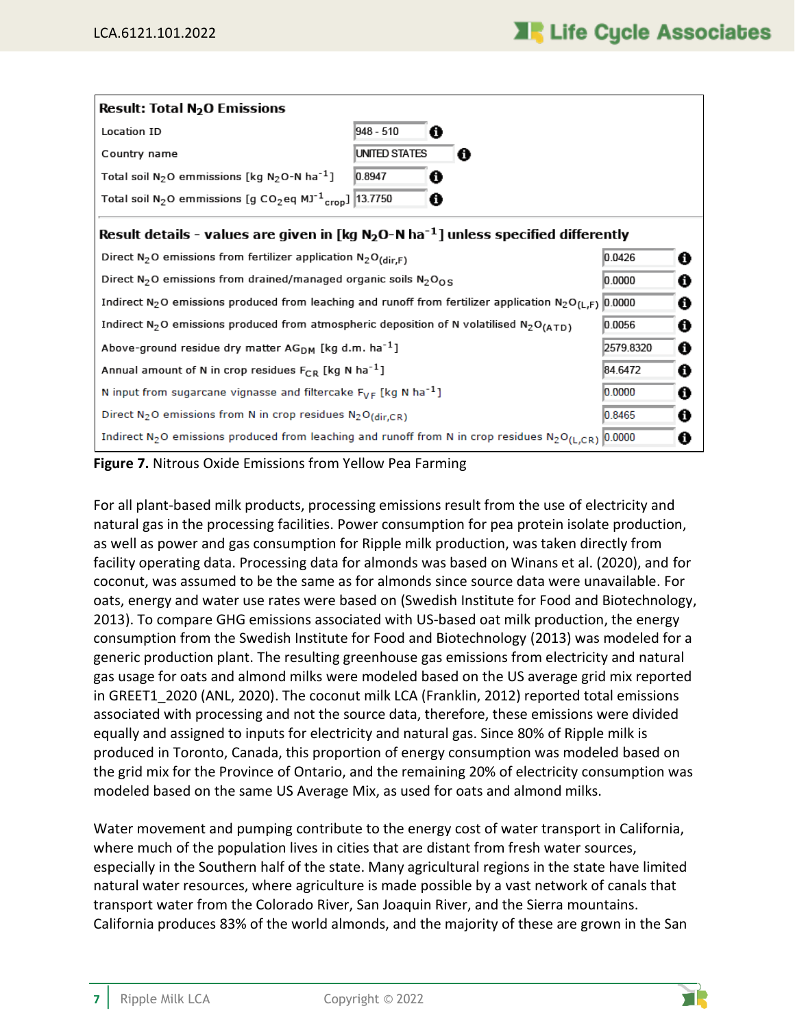| **Result: Total $N_2O$ Emissions** | |
|---|---|
| Location ID | 948 - 510 |
| Country name | UNITED STATES |
| Total soil $N_2O$ emmissions [kg $N_2O$-N $ha^{-1}$] | 0.8947 |
| Total soil $N_2O$ emmissions [g $CO_2$eq $MJ^{-1}{}_{crop}$] | 13.7750 |
| **Result details - values are given in [kg $N_2O$-N $ha^{-1}$] unless specified differently** | |
| Direct $N_2O$ emissions from fertilizer application $N_2O_{(dir,F)}$ | 0.0426 |
| Direct $N_2O$ emissions from drained/managed organic soils $N_2O_{OS}$ | 0.0000 |
| Indirect $N_2O$ emissions produced from leaching and runoff from fertilizer application $N_2O_{(L,F)}$ | 0.0000 |
| Indirect $N_2O$ emissions produced from atmospheric deposition of N volatilised $N_2O_{(ATD)}$ | 0.0056 |
| Above-ground residue dry matter $AG_{DM}$ [kg d.m. $ha^{-1}$] | 2579.8320 |
| Annual amount of N in crop residues $F_{CR}$ [kg N $ha^{-1}$] | 84.6472 |
| N input from sugarcane vignasse and filtercake $F_{VF}$ [kg N $ha^{-1}$] | 0.0000 |
| Direct $N_2O$ emissions from N in crop residues $N_2O_{(dir,CR)}$ | 0.8465 |
| Indirect $N_2O$ emissions produced from leaching and runoff from N in crop residues $N_2O_{(L,CR)}$ | 0.0000 |

**Figure 7.** Nitrous Oxide Emissions from Yellow Pea Farming

For all plant-based milk products, processing emissions result from the use of electricity and natural gas in the processing facilities. Power consumption for pea protein isolate production, as well as power and gas consumption for Ripple milk production, was taken directly from facility operating data. Processing data for almonds was based on Winans et al. (2020), and for coconut, was assumed to be the same as for almonds since source data were unavailable. For oats, energy and water use rates were based on (Swedish Institute for Food and Biotechnology, 2013). To compare GHG emissions associated with US-based oat milk production, the energy consumption from the Swedish Institute for Food and Biotechnology (2013) was modeled for a generic production plant. The resulting greenhouse gas emissions from electricity and natural gas usage for oats and almond milks were modeled based on the US average grid mix reported in GREET1_2020 (ANL, 2020). The coconut milk LCA (Franklin, 2012) reported total emissions associated with processing and not the source data, therefore, these emissions were divided equally and assigned to inputs for electricity and natural gas. Since 80% of Ripple milk is produced in Toronto, Canada, this proportion of energy consumption was modeled based on the grid mix for the Province of Ontario, and the remaining 20% of electricity consumption was modeled based on the same US Average Mix, as used for oats and almond milks.

Water movement and pumping contribute to the energy cost of water transport in California, where much of the population lives in cities that are distant from fresh water sources, especially in the Southern half of the state. Many agricultural regions in the state have limited natural water resources, where agriculture is made possible by a vast network of canals that transport water from the Colorado River, San Joaquin River, and the Sierra mountains. California produces 83% of the world almonds, and the majority of these are grown in the San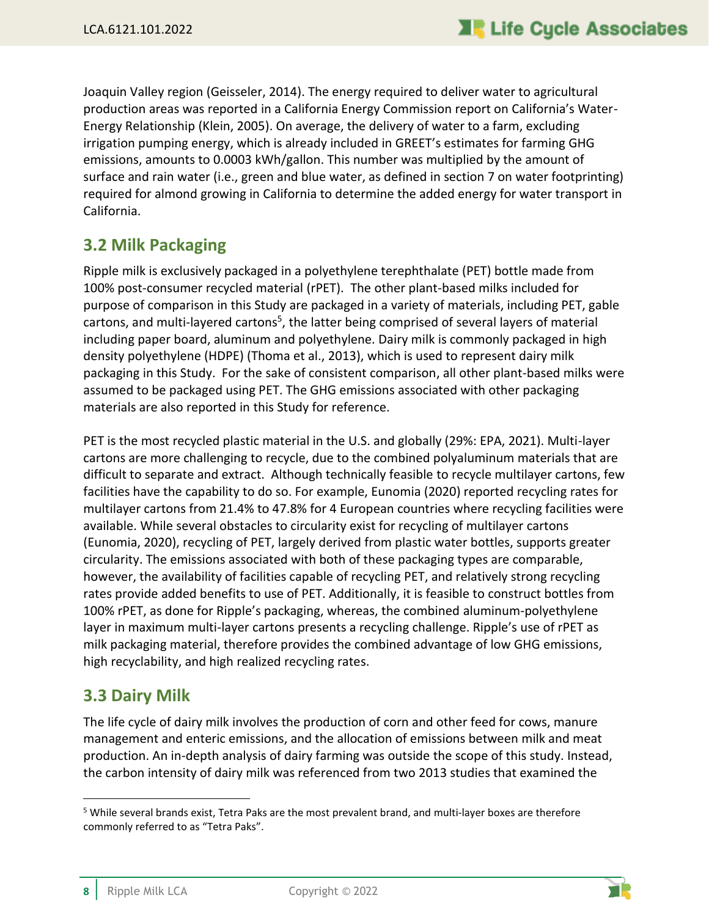Joaquin Valley region (Geisseler, 2014). The energy required to deliver water to agricultural production areas was reported in a California Energy Commission report on California's Water-Energy Relationship (Klein, 2005). On average, the delivery of water to a farm, excluding irrigation pumping energy, which is already included in GREET's estimates for farming GHG emissions, amounts to 0.0003 kWh/gallon. This number was multiplied by the amount of surface and rain water (i.e., green and blue water, as defined in section 7 on water footprinting) required for almond growing in California to determine the added energy for water transport in California.

## 3.2 Milk Packaging

Ripple milk is exclusively packaged in a polyethylene terephthalate (PET) bottle made from 100% post-consumer recycled material (rPET). The other plant-based milks included for purpose of comparison in this Study are packaged in a variety of materials, including PET, gable cartons, and multi-layered cartons[5], the latter being comprised of several layers of material including paper board, aluminum and polyethylene. Dairy milk is commonly packaged in high density polyethylene (HDPE) (Thoma et al., 2013), which is used to represent dairy milk packaging in this Study. For the sake of consistent comparison, all other plant-based milks were assumed to be packaged using PET. The GHG emissions associated with other packaging materials are also reported in this Study for reference.

PET is the most recycled plastic material in the U.S. and globally (29%: EPA, 2021). Multi-layer cartons are more challenging to recycle, due to the combined polyaluminum materials that are difficult to separate and extract. Although technically feasible to recycle multilayer cartons, few facilities have the capability to do so. For example, Eunomia (2020) reported recycling rates for multilayer cartons from 21.4% to 47.8% for 4 European countries where recycling facilities were available. While several obstacles to circularity exist for recycling of multilayer cartons (Eunomia, 2020), recycling of PET, largely derived from plastic water bottles, supports greater circularity. The emissions associated with both of these packaging types are comparable, however, the availability of facilities capable of recycling PET, and relatively strong recycling rates provide added benefits to use of PET. Additionally, it is feasible to construct bottles from 100% rPET, as done for Ripple's packaging, whereas, the combined aluminum-polyethylene layer in maximum multi-layer cartons presents a recycling challenge. Ripple's use of rPET as milk packaging material, therefore provides the combined advantage of low GHG emissions, high recyclability, and high realized recycling rates.

## 3.3 Dairy Milk

The life cycle of dairy milk involves the production of corn and other feed for cows, manure management and enteric emissions, and the allocation of emissions between milk and meat production. An in-depth analysis of dairy farming was outside the scope of this study. Instead, the carbon intensity of dairy milk was referenced from two 2013 studies that examined the

---

[5] While several brands exist, Tetra Paks are the most prevalent brand, and multi-layer boxes are therefore commonly referred to as "Tetra Paks".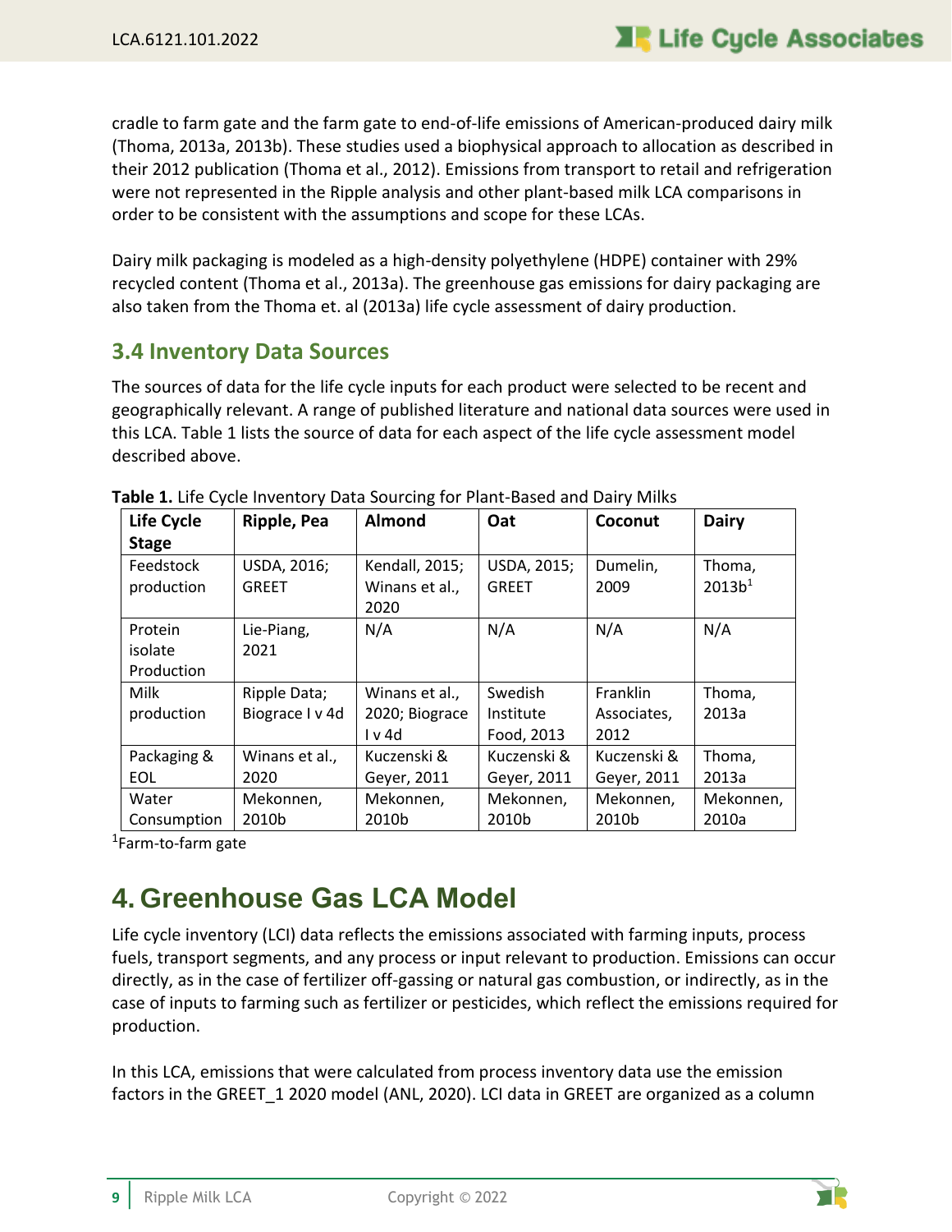cradle to farm gate and the farm gate to end-of-life emissions of American-produced dairy milk (Thoma, 2013a, 2013b). These studies used a biophysical approach to allocation as described in their 2012 publication (Thoma et al., 2012). Emissions from transport to retail and refrigeration were not represented in the Ripple analysis and other plant-based milk LCA comparisons in order to be consistent with the assumptions and scope for these LCAs.

Dairy milk packaging is modeled as a high-density polyethylene (HDPE) container with 29% recycled content (Thoma et al., 2013a). The greenhouse gas emissions for dairy packaging are also taken from the Thoma et. al (2013a) life cycle assessment of dairy production.

## 3.4 Inventory Data Sources

The sources of data for the life cycle inputs for each product were selected to be recent and geographically relevant. A range of published literature and national data sources were used in this LCA. Table 1 lists the source of data for each aspect of the life cycle assessment model described above.

**Table 1.** Life Cycle Inventory Data Sourcing for Plant-Based and Dairy Milks

| Life Cycle Stage | Ripple, Pea | Almond | Oat | Coconut | Dairy |
|---|---|---|---|---|---|
| Feedstock production | USDA, 2016; GREET | Kendall, 2015; Winans et al., 2020 | USDA, 2015; GREET | Dumelin, 2009 | Thoma, 2013b[1] |
| Protein isolate Production | Lie-Piang, 2021 | N/A | N/A | N/A | N/A |
| Milk production | Ripple Data; Biograce I v 4d | Winans et al., 2020; Biograce I v 4d | Swedish Institute Food, 2013 | Franklin Associates, 2012 | Thoma, 2013a |
| Packaging & EOL | Winans et al., 2020 | Kuczenski & Geyer, 2011 | Kuczenski & Geyer, 2011 | Kuczenski & Geyer, 2011 | Thoma, 2013a |
| Water Consumption | Mekonnen, 2010b | Mekonnen, 2010b | Mekonnen, 2010b | Mekonnen, 2010b | Mekonnen, 2010a |

[1]Farm-to-farm gate

# 4. Greenhouse Gas LCA Model

Life cycle inventory (LCI) data reflects the emissions associated with farming inputs, process fuels, transport segments, and any process or input relevant to production. Emissions can occur directly, as in the case of fertilizer off-gassing or natural gas combustion, or indirectly, as in the case of inputs to farming such as fertilizer or pesticides, which reflect the emissions required for production.

In this LCA, emissions that were calculated from process inventory data use the emission factors in the GREET_1 2020 model (ANL, 2020). LCI data in GREET are organized as a column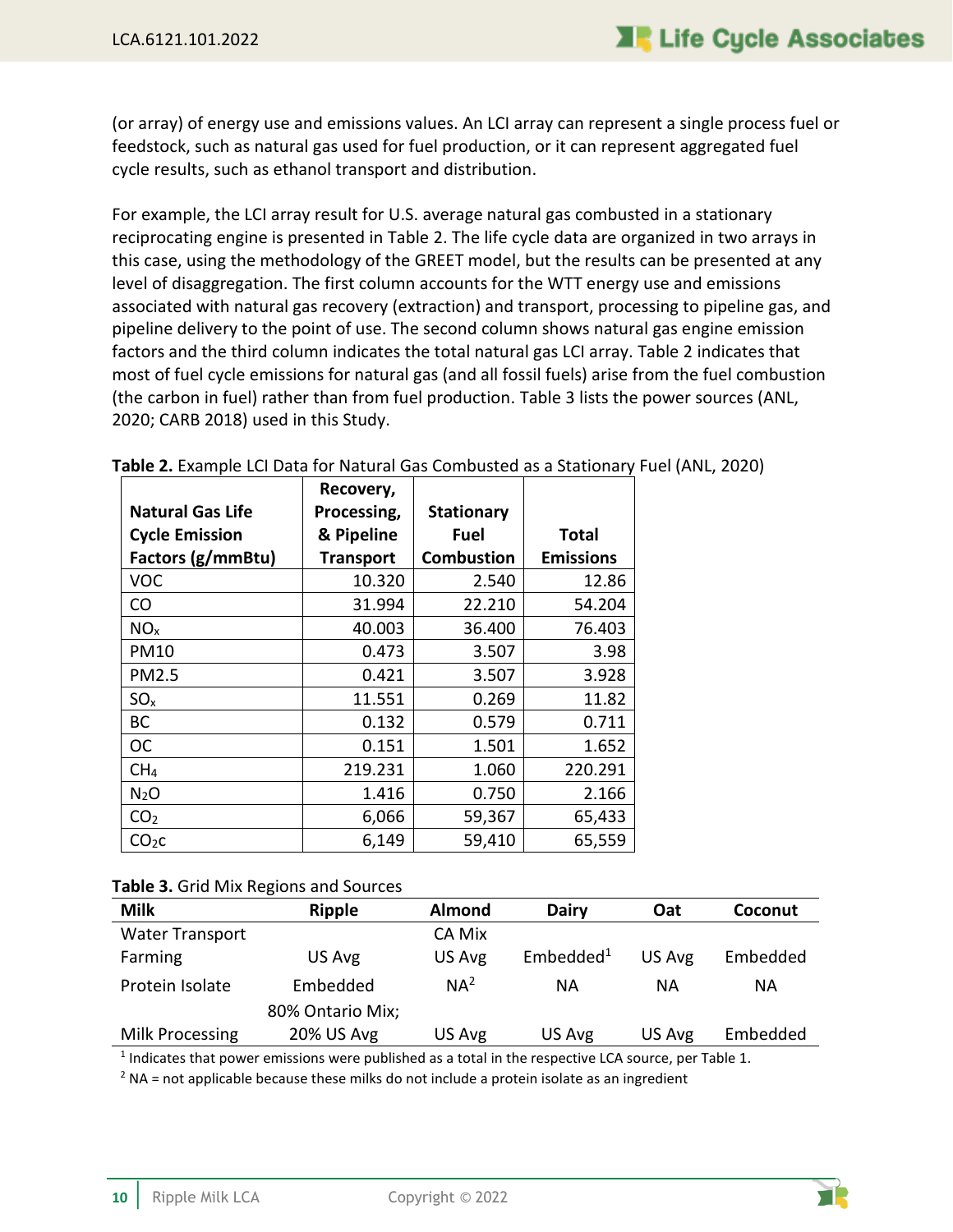(or array) of energy use and emissions values. An LCI array can represent a single process fuel or feedstock, such as natural gas used for fuel production, or it can represent aggregated fuel cycle results, such as ethanol transport and distribution.

For example, the LCI array result for U.S. average natural gas combusted in a stationary reciprocating engine is presented in Table 2. The life cycle data are organized in two arrays in this case, using the methodology of the GREET model, but the results can be presented at any level of disaggregation. The first column accounts for the WTT energy use and emissions associated with natural gas recovery (extraction) and transport, processing to pipeline gas, and pipeline delivery to the point of use. The second column shows natural gas engine emission factors and the third column indicates the total natural gas LCI array. Table 2 indicates that most of fuel cycle emissions for natural gas (and all fossil fuels) arise from the fuel combustion (the carbon in fuel) rather than from fuel production. Table 3 lists the power sources (ANL, 2020; CARB 2018) used in this Study.

**Table 2.** Example LCI Data for Natural Gas Combusted as a Stationary Fuel (ANL, 2020)

| Natural Gas Life Cycle Emission Factors (g/mmBtu) | Recovery, Processing, & Pipeline Transport | Stationary Fuel Combustion | Total Emissions |
|---|---|---|---|
| VOC | 10.320 | 2.540 | 12.86 |
| CO | 31.994 | 22.210 | 54.204 |
| $NO_x$ | 40.003 | 36.400 | 76.403 |
| PM10 | 0.473 | 3.507 | 3.98 |
| PM2.5 | 0.421 | 3.507 | 3.928 |
| $SO_x$ | 11.551 | 0.269 | 11.82 |
| BC | 0.132 | 0.579 | 0.711 |
| OC | 0.151 | 1.501 | 1.652 |
| $CH_4$ | 219.231 | 1.060 | 220.291 |
| $N_2O$ | 1.416 | 0.750 | 2.166 |
| $CO_2$ | 6,066 | 59,367 | 65,433 |
| $CO_2c$ | 6,149 | 59,410 | 65,559 |

**Table 3.** Grid Mix Regions and Sources

| Milk | Ripple | Almond | Dairy | Oat | Coconut |
|---|---|---|---|---|---|
| Water Transport | | CA Mix | | | |
| Farming | US Avg | US Avg | Embedded[1] | US Avg | Embedded |
| Protein Isolate | Embedded | NA[2] | NA | NA | NA |
| Milk Processing | 80% Ontario Mix; 20% US Avg | US Avg | US Avg | US Avg | Embedded |

[1] Indicates that power emissions were published as a total in the respective LCA source, per Table 1.

[2] NA = not applicable because these milks do not include a protein isolate as an ingredient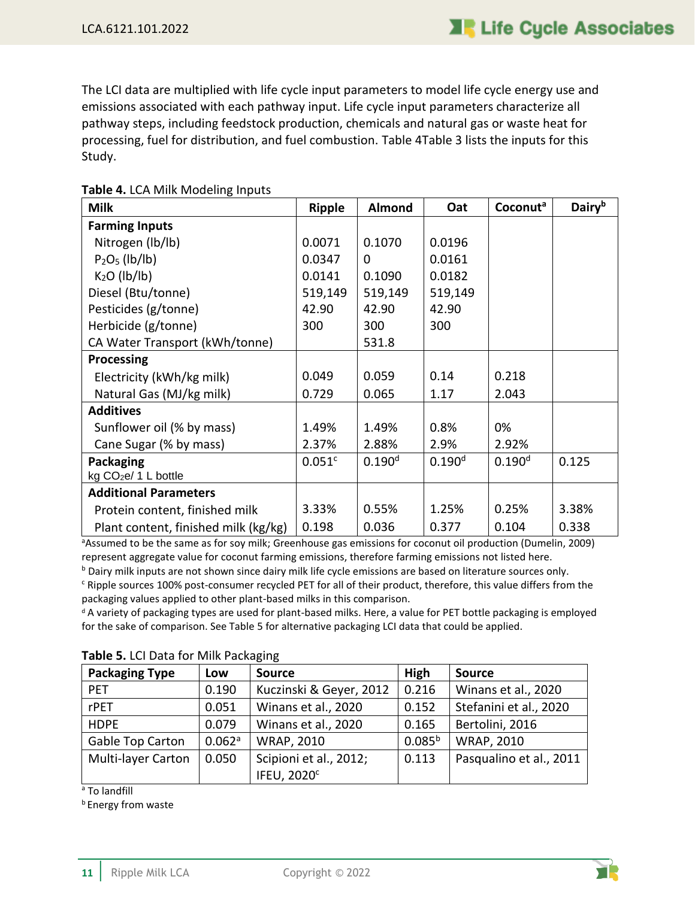The LCI data are multiplied with life cycle input parameters to model life cycle energy use and emissions associated with each pathway input. Life cycle input parameters characterize all pathway steps, including feedstock production, chemicals and natural gas or waste heat for processing, fuel for distribution, and fuel combustion. Table 4Table 3 lists the inputs for this Study.

**Table 4.** LCA Milk Modeling Inputs

| Milk | Ripple | Almond | Oat | Coconut[a] | Dairy[b] |
|---|---|---|---|---|---|
| **Farming Inputs** | | | | | |
| Nitrogen (lb/lb) | 0.0071 | 0.1070 | 0.0196 | | |
| $P_2O_5$ (lb/lb) | 0.0347 | 0 | 0.0161 | | |
| $K_2O$ (lb/lb) | 0.0141 | 0.1090 | 0.0182 | | |
| Diesel (Btu/tonne) | 519,149 | 519,149 | 519,149 | | |
| Pesticides (g/tonne) | 42.90 | 42.90 | 42.90 | | |
| Herbicide (g/tonne) | 300 | 300 | 300 | | |
| CA Water Transport (kWh/tonne) | | 531.8 | | | |
| **Processing** | | | | | |
| Electricity (kWh/kg milk) | 0.049 | 0.059 | 0.14 | 0.218 | |
| Natural Gas (MJ/kg milk) | 0.729 | 0.065 | 1.17 | 2.043 | |
| **Additives** | | | | | |
| Sunflower oil (% by mass) | 1.49% | 1.49% | 0.8% | 0% | |
| Cane Sugar (% by mass) | 2.37% | 2.88% | 2.9% | 2.92% | |
| **Packaging** kg $CO_2e$/ 1 L bottle | 0.051[c] | 0.190[d] | 0.190[d] | 0.190[d] | 0.125 |
| **Additional Parameters** | | | | | |
| Protein content, finished milk | 3.33% | 0.55% | 1.25% | 0.25% | 3.38% |
| Plant content, finished milk (kg/kg) | 0.198 | 0.036 | 0.377 | 0.104 | 0.338 |

[a] Assumed to be the same as for soy milk; Greenhouse gas emissions for coconut oil production (Dumelin, 2009) represent aggregate value for coconut farming emissions, therefore farming emissions not listed here.
[b] Dairy milk inputs are not shown since dairy milk life cycle emissions are based on literature sources only.
[c] Ripple sources 100% post-consumer recycled PET for all of their product, therefore, this value differs from the packaging values applied to other plant-based milks in this comparison.
[d] A variety of packaging types are used for plant-based milks. Here, a value for PET bottle packaging is employed for the sake of comparison. See Table 5 for alternative packaging LCI data that could be applied.

**Table 5.** LCI Data for Milk Packaging

| Packaging Type | Low | Source | High | Source |
|---|---|---|---|---|
| PET | 0.190 | Kuczinski & Geyer, 2012 | 0.216 | Winans et al., 2020 |
| rPET | 0.051 | Winans et al., 2020 | 0.152 | Stefanini et al., 2020 |
| HDPE | 0.079 | Winans et al., 2020 | 0.165 | Bertolini, 2016 |
| Gable Top Carton | 0.062[a] | WRAP, 2010 | 0.085[b] | WRAP, 2010 |
| Multi-layer Carton | 0.050 | Scipioni et al., 2012; IFEU, 2020[c] | 0.113 | Pasqualino et al., 2011 |

[a] To landfill
[b] Energy from waste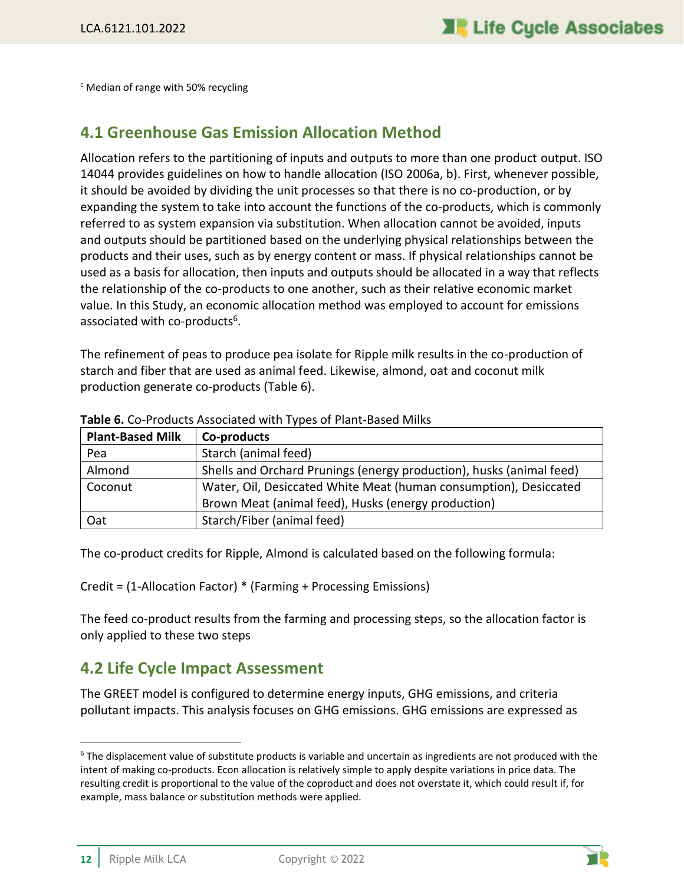[c] Median of range with 50% recycling

## 4.1 Greenhouse Gas Emission Allocation Method

Allocation refers to the partitioning of inputs and outputs to more than one product output. ISO 14044 provides guidelines on how to handle allocation (ISO 2006a, b). First, whenever possible, it should be avoided by dividing the unit processes so that there is no co-production, or by expanding the system to take into account the functions of the co-products, which is commonly referred to as system expansion via substitution. When allocation cannot be avoided, inputs and outputs should be partitioned based on the underlying physical relationships between the products and their uses, such as by energy content or mass. If physical relationships cannot be used as a basis for allocation, then inputs and outputs should be allocated in a way that reflects the relationship of the co-products to one another, such as their relative economic market value. In this Study, an economic allocation method was employed to account for emissions associated with co-products[6].

The refinement of peas to produce pea isolate for Ripple milk results in the co-production of starch and fiber that are used as animal feed. Likewise, almond, oat and coconut milk production generate co-products (Table 6).

**Table 6.** Co-Products Associated with Types of Plant-Based Milks

| Plant-Based Milk | Co-products |
|---|---|
| Pea | Starch (animal feed) |
| Almond | Shells and Orchard Prunings (energy production), husks (animal feed) |
| Coconut | Water, Oil, Desiccated White Meat (human consumption), Desiccated Brown Meat (animal feed), Husks (energy production) |
| Oat | Starch/Fiber (animal feed) |

The co-product credits for Ripple, Almond is calculated based on the following formula:

Credit = (1-Allocation Factor) * (Farming + Processing Emissions)

The feed co-product results from the farming and processing steps, so the allocation factor is only applied to these two steps

## 4.2 Life Cycle Impact Assessment

The GREET model is configured to determine energy inputs, GHG emissions, and criteria pollutant impacts. This analysis focuses on GHG emissions. GHG emissions are expressed as

[6] The displacement value of substitute products is variable and uncertain as ingredients are not produced with the intent of making co-products. Econ allocation is relatively simple to apply despite variations in price data. The resulting credit is proportional to the value of the coproduct and does not overstate it, which could result if, for example, mass balance or substitution methods were applied.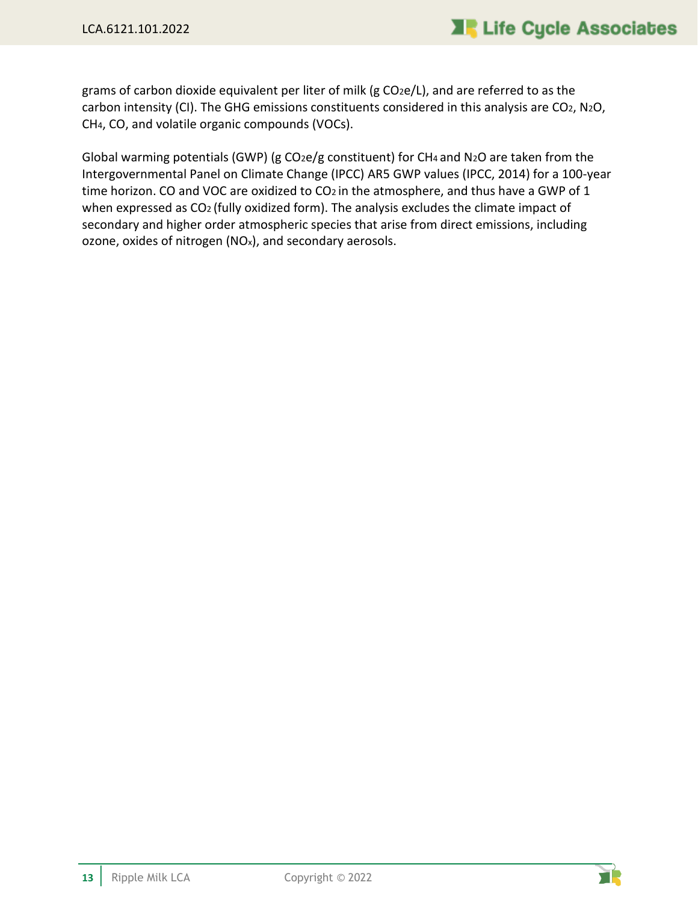grams of carbon dioxide equivalent per liter of milk (g $CO_2e/L$), and are referred to as the carbon intensity (CI). The GHG emissions constituents considered in this analysis are $CO_2$, $N_2O$, $CH_4$, CO, and volatile organic compounds (VOCs).

Global warming potentials (GWP) (g $CO_2e$/g constituent) for $CH_4$ and $N_2O$ are taken from the Intergovernmental Panel on Climate Change (IPCC) AR5 GWP values (IPCC, 2014) for a 100-year time horizon. CO and VOC are oxidized to $CO_2$ in the atmosphere, and thus have a GWP of 1 when expressed as $CO_2$ (fully oxidized form). The analysis excludes the climate impact of secondary and higher order atmospheric species that arise from direct emissions, including ozone, oxides of nitrogen ($NO_x$), and secondary aerosols.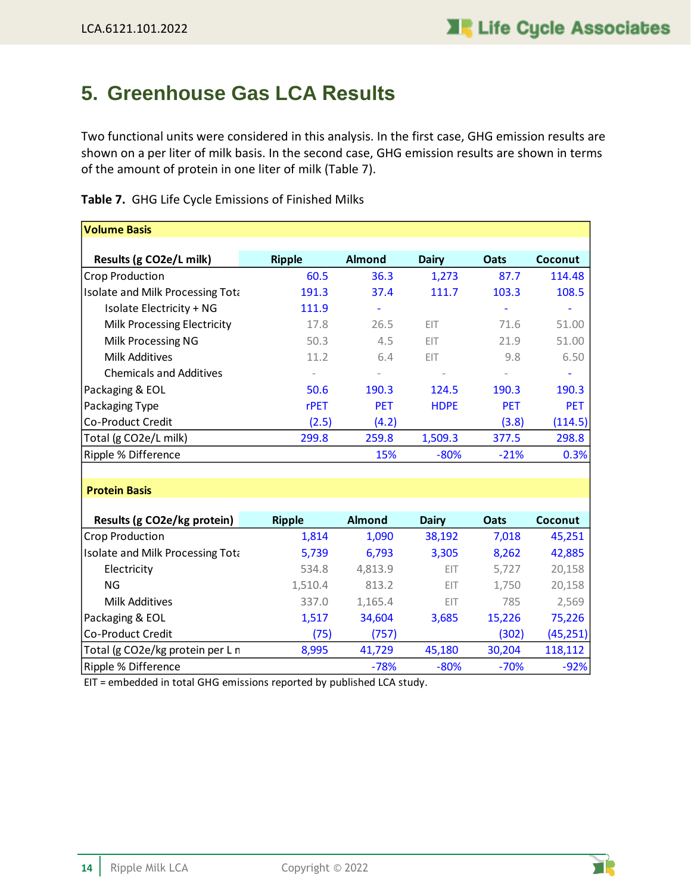# 5. Greenhouse Gas LCA Results

Two functional units were considered in this analysis. In the first case, GHG emission results are shown on a per liter of milk basis. In the second case, GHG emission results are shown in terms of the amount of protein in one liter of milk (Table 7).

**Table 7.** GHG Life Cycle Emissions of Finished Milks

| **Volume Basis** | | | | | |
|---|---|---|---|---|---|
| **Results (g CO2e/L milk)** | **Ripple** | **Almond** | **Dairy** | **Oats** | **Coconut** |
| Crop Production | 60.5 | 36.3 | 1,273 | 87.7 | 114.48 |
| Isolate and Milk Processing Tota | 191.3 | 37.4 | 111.7 | 103.3 | 108.5 |
| Isolate Electricity + NG | 111.9 | - | | - | - |
| Milk Processing Electricity | 17.8 | 26.5 | EIT | 71.6 | 51.00 |
| Milk Processing NG | 50.3 | 4.5 | EIT | 21.9 | 51.00 |
| Milk Additives | 11.2 | 6.4 | EIT | 9.8 | 6.50 |
| Chemicals and Additives | - | - | - | - | - |
| Packaging & EOL | 50.6 | 190.3 | 124.5 | 190.3 | 190.3 |
| Packaging Type | rPET | PET | HDPE | PET | PET |
| Co-Product Credit | (2.5) | (4.2) | | (3.8) | (114.5) |
| Total (g CO2e/L milk) | 299.8 | 259.8 | 1,509.3 | 377.5 | 298.8 |
| Ripple % Difference | | 15% | -80% | -21% | 0.3% |

| **Protein Basis** | | | | | |
|---|---|---|---|---|---|
| **Results (g CO2e/kg protein)** | **Ripple** | **Almond** | **Dairy** | **Oats** | **Coconut** |
| Crop Production | 1,814 | 1,090 | 38,192 | 7,018 | 45,251 |
| Isolate and Milk Processing Tota | 5,739 | 6,793 | 3,305 | 8,262 | 42,885 |
| Electricity | 534.8 | 4,813.9 | EIT | 5,727 | 20,158 |
| NG | 1,510.4 | 813.2 | EIT | 1,750 | 20,158 |
| Milk Additives | 337.0 | 1,165.4 | EIT | 785 | 2,569 |
| Packaging & EOL | 1,517 | 34,604 | 3,685 | 15,226 | 75,226 |
| Co-Product Credit | (75) | (757) | | (302) | (45,251) |
| Total (g CO2e/kg protein per L n | 8,995 | 41,729 | 45,180 | 30,204 | 118,112 |
| Ripple % Difference | | -78% | -80% | -70% | -92% |

EIT = embedded in total GHG emissions reported by published LCA study.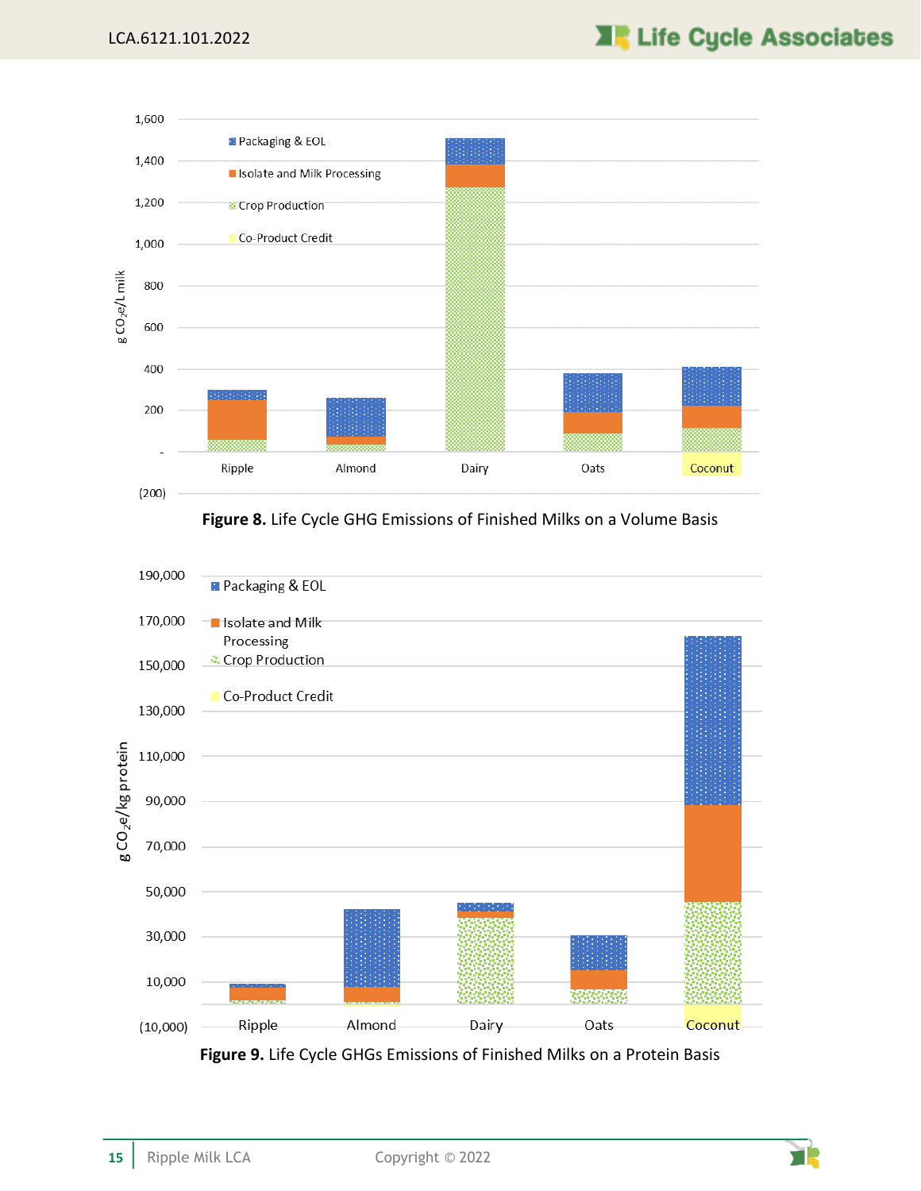Figure 8. **Figure 8.** Life Cycle GHG Emissions of Finished Milks on a Volume Basis

**Figure 9.** Life Cycle GHGs Emissions of Finished Milks on a Protein Basis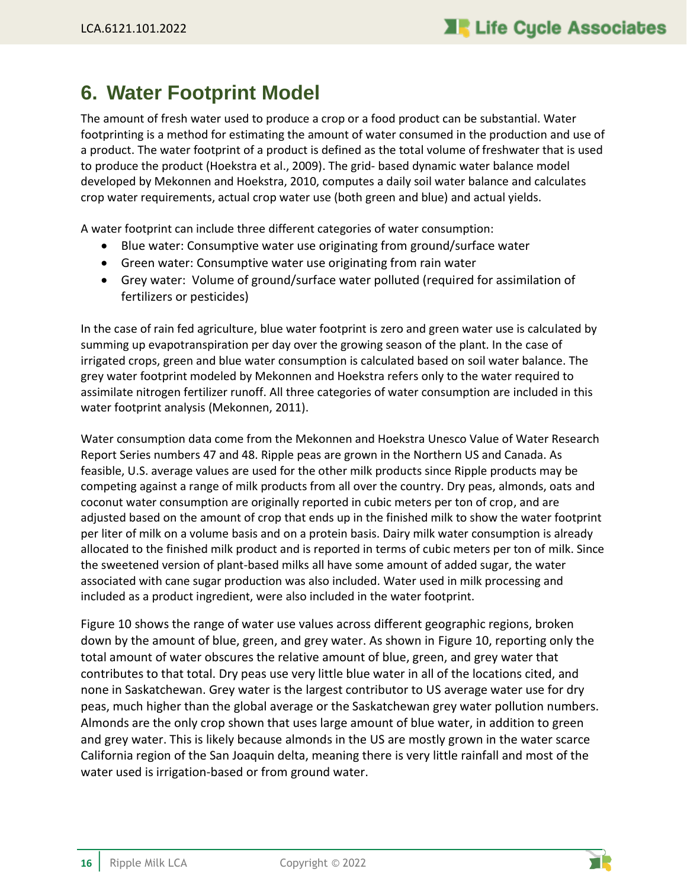# 6. Water Footprint Model

The amount of fresh water used to produce a crop or a food product can be substantial. Water footprinting is a method for estimating the amount of water consumed in the production and use of a product. The water footprint of a product is defined as the total volume of freshwater that is used to produce the product (Hoekstra et al., 2009). The grid- based dynamic water balance model developed by Mekonnen and Hoekstra, 2010, computes a daily soil water balance and calculates crop water requirements, actual crop water use (both green and blue) and actual yields.

A water footprint can include three different categories of water consumption:

- Blue water: Consumptive water use originating from ground/surface water
- Green water: Consumptive water use originating from rain water
- Grey water: Volume of ground/surface water polluted (required for assimilation of fertilizers or pesticides)

In the case of rain fed agriculture, blue water footprint is zero and green water use is calculated by summing up evapotranspiration per day over the growing season of the plant. In the case of irrigated crops, green and blue water consumption is calculated based on soil water balance. The grey water footprint modeled by Mekonnen and Hoekstra refers only to the water required to assimilate nitrogen fertilizer runoff. All three categories of water consumption are included in this water footprint analysis (Mekonnen, 2011).

Water consumption data come from the Mekonnen and Hoekstra Unesco Value of Water Research Report Series numbers 47 and 48. Ripple peas are grown in the Northern US and Canada. As feasible, U.S. average values are used for the other milk products since Ripple products may be competing against a range of milk products from all over the country. Dry peas, almonds, oats and coconut water consumption are originally reported in cubic meters per ton of crop, and are adjusted based on the amount of crop that ends up in the finished milk to show the water footprint per liter of milk on a volume basis and on a protein basis. Dairy milk water consumption is already allocated to the finished milk product and is reported in terms of cubic meters per ton of milk. Since the sweetened version of plant-based milks all have some amount of added sugar, the water associated with cane sugar production was also included. Water used in milk processing and included as a product ingredient, were also included in the water footprint.

Figure 10 shows the range of water use values across different geographic regions, broken down by the amount of blue, green, and grey water. As shown in Figure 10, reporting only the total amount of water obscures the relative amount of blue, green, and grey water that contributes to that total. Dry peas use very little blue water in all of the locations cited, and none in Saskatchewan. Grey water is the largest contributor to US average water use for dry peas, much higher than the global average or the Saskatchewan grey water pollution numbers. Almonds are the only crop shown that uses large amount of blue water, in addition to green and grey water. This is likely because almonds in the US are mostly grown in the water scarce California region of the San Joaquin delta, meaning there is very little rainfall and most of the water used is irrigation-based or from ground water.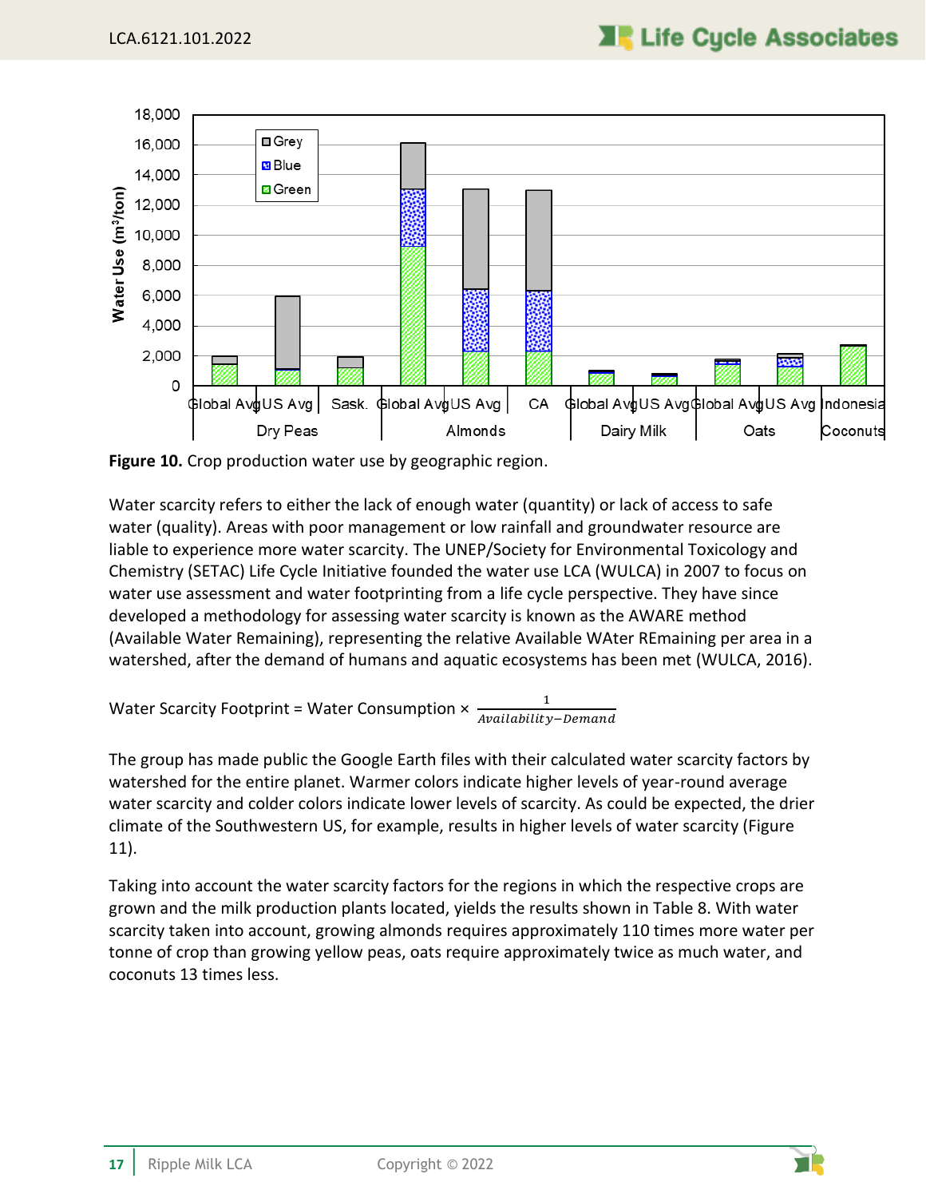**Figure 10.** Crop production water use by geographic region.

Water scarcity refers to either the lack of enough water (quantity) or lack of access to safe water (quality). Areas with poor management or low rainfall and groundwater resource are liable to experience more water scarcity. The UNEP/Society for Environmental Toxicology and Chemistry (SETAC) Life Cycle Initiative founded the water use LCA (WULCA) in 2007 to focus on water use assessment and water footprinting from a life cycle perspective. They have since developed a methodology for assessing water scarcity is known as the AWARE method (Available Water Remaining), representing the relative Available WAter REmaining per area in a watershed, after the demand of humans and aquatic ecosystems has been met (WULCA, 2016).

$$\text{Water Scarcity Footprint} = \text{Water Consumption} \times \frac{1}{Availability - Demand}$$

The group has made public the Google Earth files with their calculated water scarcity factors by watershed for the entire planet. Warmer colors indicate higher levels of year-round average water scarcity and colder colors indicate lower levels of scarcity. As could be expected, the drier climate of the Southwestern US, for example, results in higher levels of water scarcity (Figure 11).

Taking into account the water scarcity factors for the regions in which the respective crops are grown and the milk production plants located, yields the results shown in Table 8. With water scarcity taken into account, growing almonds requires approximately 110 times more water per tonne of crop than growing yellow peas, oats require approximately twice as much water, and coconuts 13 times less.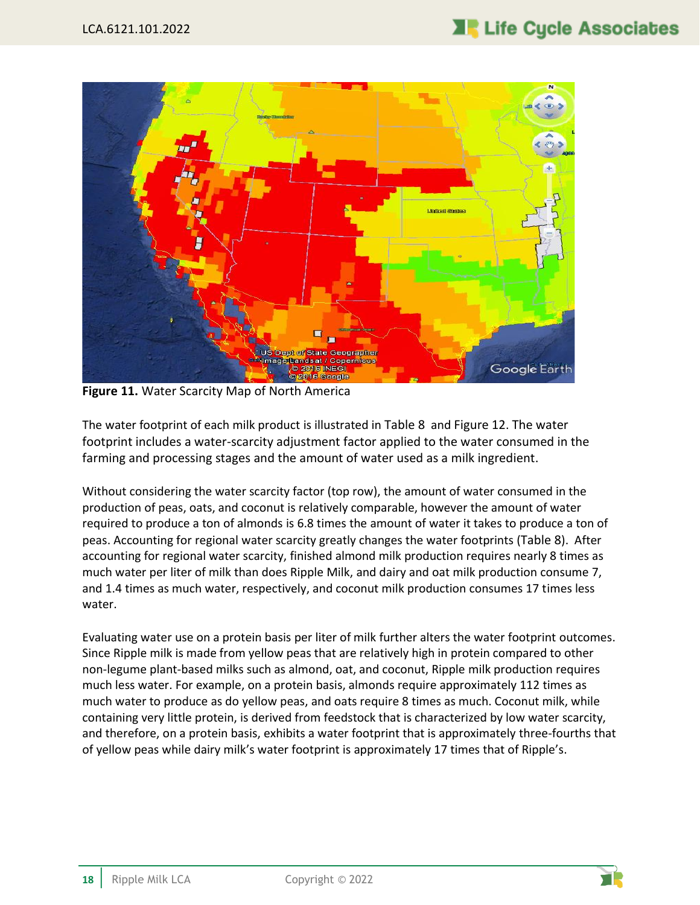**Figure 11.** Water Scarcity Map of North America

The water footprint of each milk product is illustrated in Table 8 and Figure 12. The water footprint includes a water-scarcity adjustment factor applied to the water consumed in the farming and processing stages and the amount of water used as a milk ingredient.

Without considering the water scarcity factor (top row), the amount of water consumed in the production of peas, oats, and coconut is relatively comparable, however the amount of water required to produce a ton of almonds is 6.8 times the amount of water it takes to produce a ton of peas. Accounting for regional water scarcity greatly changes the water footprints (Table 8). After accounting for regional water scarcity, finished almond milk production requires nearly 8 times as much water per liter of milk than does Ripple Milk, and dairy and oat milk production consume 7, and 1.4 times as much water, respectively, and coconut milk production consumes 17 times less water.

Evaluating water use on a protein basis per liter of milk further alters the water footprint outcomes. Since Ripple milk is made from yellow peas that are relatively high in protein compared to other non-legume plant-based milks such as almond, oat, and coconut, Ripple milk production requires much less water. For example, on a protein basis, almonds require approximately 112 times as much water to produce as do yellow peas, and oats require 8 times as much. Coconut milk, while containing very little protein, is derived from feedstock that is characterized by low water scarcity, and therefore, on a protein basis, exhibits a water footprint that is approximately three-fourths that of yellow peas while dairy milk's water footprint is approximately 17 times that of Ripple's.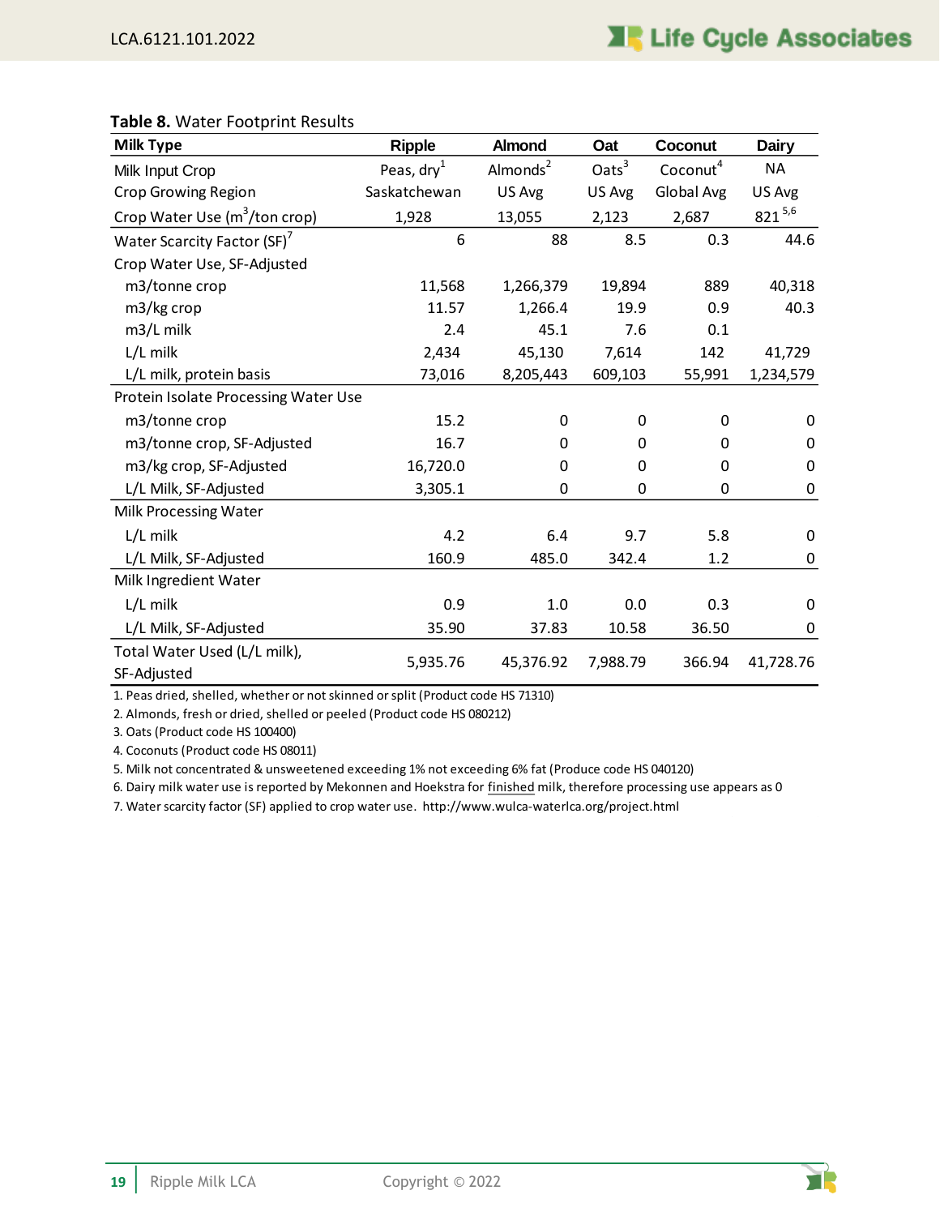**Table 8.** Water Footprint Results

| Milk Type | Ripple | Almond | Oat | Coconut | Dairy |
|---|---|---|---|---|---|
| Milk Input Crop | Peas, dry[1] | Almonds[2] | Oats[3] | Coconut[4] | NA |
| Crop Growing Region | Saskatchewan | US Avg | US Avg | Global Avg | US Avg |
| Crop Water Use ($m^3$/ton crop) | 1,928 | 13,055 | 2,123 | 2,687 | 821 [5,6] |
| Water Scarcity Factor (SF)[7] | 6 | 88 | 8.5 | 0.3 | 44.6 |
| Crop Water Use, SF-Adjusted | | | | | |
| m3/tonne crop | 11,568 | 1,266,379 | 19,894 | 889 | 40,318 |
| m3/kg crop | 11.57 | 1,266.4 | 19.9 | 0.9 | 40.3 |
| m3/L milk | 2.4 | 45.1 | 7.6 | 0.1 | |
| L/L milk | 2,434 | 45,130 | 7,614 | 142 | 41,729 |
| L/L milk, protein basis | 73,016 | 8,205,443 | 609,103 | 55,991 | 1,234,579 |
| Protein Isolate Processing Water Use | | | | | |
| m3/tonne crop | 15.2 | 0 | 0 | 0 | 0 |
| m3/tonne crop, SF-Adjusted | 16.7 | 0 | 0 | 0 | 0 |
| m3/kg crop, SF-Adjusted | 16,720.0 | 0 | 0 | 0 | 0 |
| L/L Milk, SF-Adjusted | 3,305.1 | 0 | 0 | 0 | 0 |
| Milk Processing Water | | | | | |
| L/L milk | 4.2 | 6.4 | 9.7 | 5.8 | 0 |
| L/L Milk, SF-Adjusted | 160.9 | 485.0 | 342.4 | 1.2 | 0 |
| Milk Ingredient Water | | | | | |
| L/L milk | 0.9 | 1.0 | 0.0 | 0.3 | 0 |
| L/L Milk, SF-Adjusted | 35.90 | 37.83 | 10.58 | 36.50 | 0 |
| Total Water Used (L/L milk), SF-Adjusted | 5,935.76 | 45,376.92 | 7,988.79 | 366.94 | 41,728.76 |

1. Peas dried, shelled, whether or not skinned or split (Product code HS 71310)
2. Almonds, fresh or dried, shelled or peeled (Product code HS 080212)
3. Oats (Product code HS 100400)
4. Coconuts (Product code HS 08011)
5. Milk not concentrated & unsweetened exceeding 1% not exceeding 6% fat (Produce code HS 040120)
6. Dairy milk water use is reported by Mekonnen and Hoekstra for finished milk, therefore processing use appears as 0
7. Water scarcity factor (SF) applied to crop water use. http://www.wulca-waterlca.org/project.html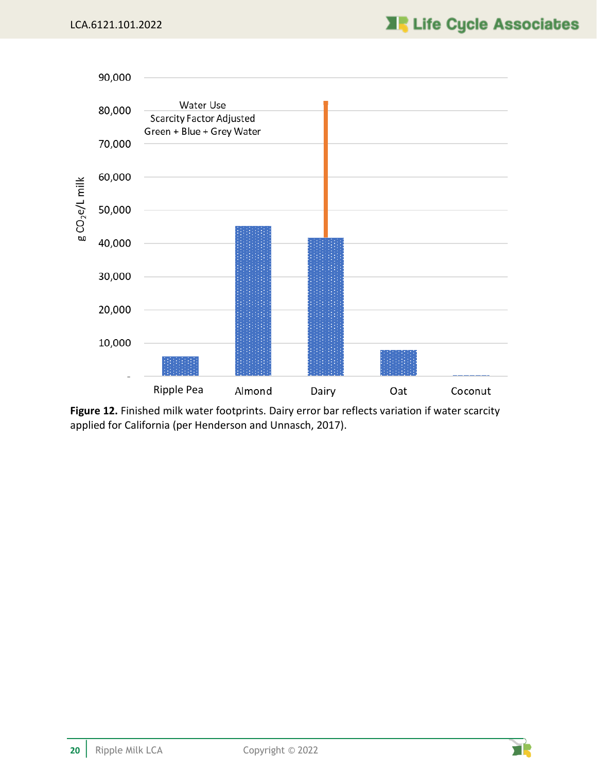Water Use
Scarcity Factor Adjusted
Green + Blue + Grey Water

| | g $CO_2e$/L milk |
|---|---|
| Ripple Pea | ~6,000 |
| Almond | ~45,000 |
| Dairy | ~41,500 (error bar to ~83,000) |
| Oat | ~8,000 |
| Coconut | ~0 |

**Figure 12.** Finished milk water footprints. Dairy error bar reflects variation if water scarcity applied for California (per Henderson and Unnasch, 2017).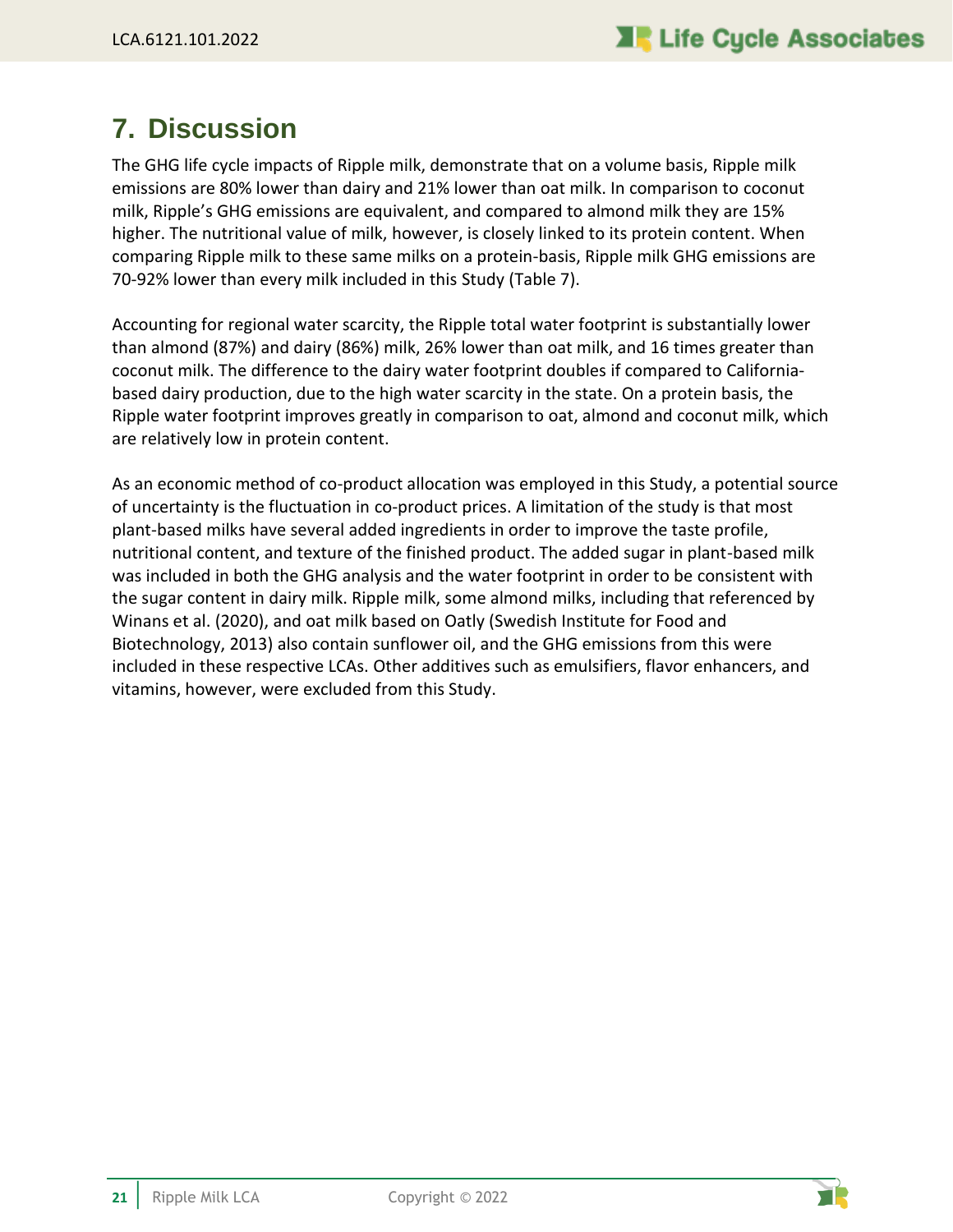# 7. Discussion

The GHG life cycle impacts of Ripple milk, demonstrate that on a volume basis, Ripple milk emissions are 80% lower than dairy and 21% lower than oat milk. In comparison to coconut milk, Ripple's GHG emissions are equivalent, and compared to almond milk they are 15% higher. The nutritional value of milk, however, is closely linked to its protein content. When comparing Ripple milk to these same milks on a protein-basis, Ripple milk GHG emissions are 70-92% lower than every milk included in this Study (Table 7).

Accounting for regional water scarcity, the Ripple total water footprint is substantially lower than almond (87%) and dairy (86%) milk, 26% lower than oat milk, and 16 times greater than coconut milk. The difference to the dairy water footprint doubles if compared to California-based dairy production, due to the high water scarcity in the state. On a protein basis, the Ripple water footprint improves greatly in comparison to oat, almond and coconut milk, which are relatively low in protein content.

As an economic method of co-product allocation was employed in this Study, a potential source of uncertainty is the fluctuation in co-product prices. A limitation of the study is that most plant-based milks have several added ingredients in order to improve the taste profile, nutritional content, and texture of the finished product. The added sugar in plant-based milk was included in both the GHG analysis and the water footprint in order to be consistent with the sugar content in dairy milk. Ripple milk, some almond milks, including that referenced by Winans et al. (2020), and oat milk based on Oatly (Swedish Institute for Food and Biotechnology, 2013) also contain sunflower oil, and the GHG emissions from this were included in these respective LCAs. Other additives such as emulsifiers, flavor enhancers, and vitamins, however, were excluded from this Study.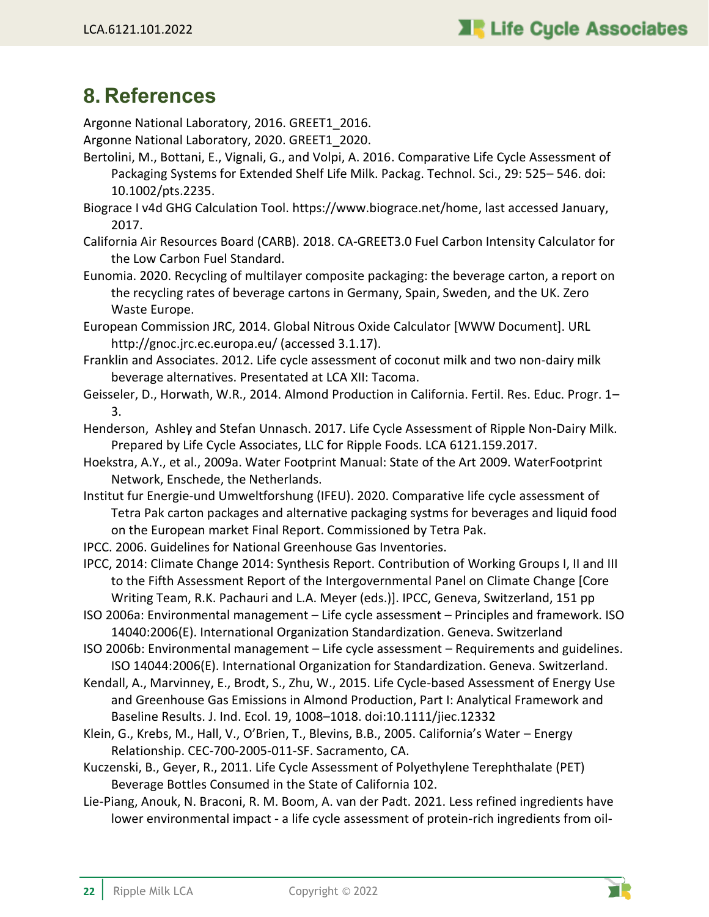## 8. References

Argonne National Laboratory, 2016. GREET1_2016.

Argonne National Laboratory, 2020. GREET1_2020.

Bertolini, M., Bottani, E., Vignali, G., and Volpi, A. 2016. Comparative Life Cycle Assessment of Packaging Systems for Extended Shelf Life Milk. Packag. Technol. Sci., 29: 525– 546. doi: 10.1002/pts.2235.

Biograce I v4d GHG Calculation Tool. https://www.biograce.net/home, last accessed January, 2017.

California Air Resources Board (CARB). 2018. CA-GREET3.0 Fuel Carbon Intensity Calculator for the Low Carbon Fuel Standard.

Eunomia. 2020. Recycling of multilayer composite packaging: the beverage carton, a report on the recycling rates of beverage cartons in Germany, Spain, Sweden, and the UK. Zero Waste Europe.

European Commission JRC, 2014. Global Nitrous Oxide Calculator [WWW Document]. URL http://gnoc.jrc.ec.europa.eu/ (accessed 3.1.17).

Franklin and Associates. 2012. Life cycle assessment of coconut milk and two non-dairy milk beverage alternatives. Presentated at LCA XII: Tacoma.

Geisseler, D., Horwath, W.R., 2014. Almond Production in California. Fertil. Res. Educ. Progr. 1–3.

Henderson, Ashley and Stefan Unnasch. 2017. Life Cycle Assessment of Ripple Non-Dairy Milk. Prepared by Life Cycle Associates, LLC for Ripple Foods. LCA 6121.159.2017.

Hoekstra, A.Y., et al., 2009a. Water Footprint Manual: State of the Art 2009. WaterFootprint Network, Enschede, the Netherlands.

Institut fur Energie-und Umweltforshung (IFEU). 2020. Comparative life cycle assessment of Tetra Pak carton packages and alternative packaging systms for beverages and liquid food on the European market Final Report. Commissioned by Tetra Pak.

IPCC. 2006. Guidelines for National Greenhouse Gas Inventories.

IPCC, 2014: Climate Change 2014: Synthesis Report. Contribution of Working Groups I, II and III to the Fifth Assessment Report of the Intergovernmental Panel on Climate Change [Core Writing Team, R.K. Pachauri and L.A. Meyer (eds.)]. IPCC, Geneva, Switzerland, 151 pp

ISO 2006a: Environmental management – Life cycle assessment – Principles and framework. ISO 14040:2006(E). International Organization Standardization. Geneva. Switzerland

ISO 2006b: Environmental management – Life cycle assessment – Requirements and guidelines. ISO 14044:2006(E). International Organization for Standardization. Geneva. Switzerland.

Kendall, A., Marvinney, E., Brodt, S., Zhu, W., 2015. Life Cycle-based Assessment of Energy Use and Greenhouse Gas Emissions in Almond Production, Part I: Analytical Framework and Baseline Results. J. Ind. Ecol. 19, 1008–1018. doi:10.1111/jiec.12332

Klein, G., Krebs, M., Hall, V., O'Brien, T., Blevins, B.B., 2005. California's Water – Energy Relationship. CEC-700-2005-011-SF. Sacramento, CA.

Kuczenski, B., Geyer, R., 2011. Life Cycle Assessment of Polyethylene Terephthalate (PET) Beverage Bottles Consumed in the State of California 102.

Lie-Piang, Anouk, N. Braconi, R. M. Boom, A. van der Padt. 2021. Less refined ingredients have lower environmental impact - a life cycle assessment of protein-rich ingredients from oil-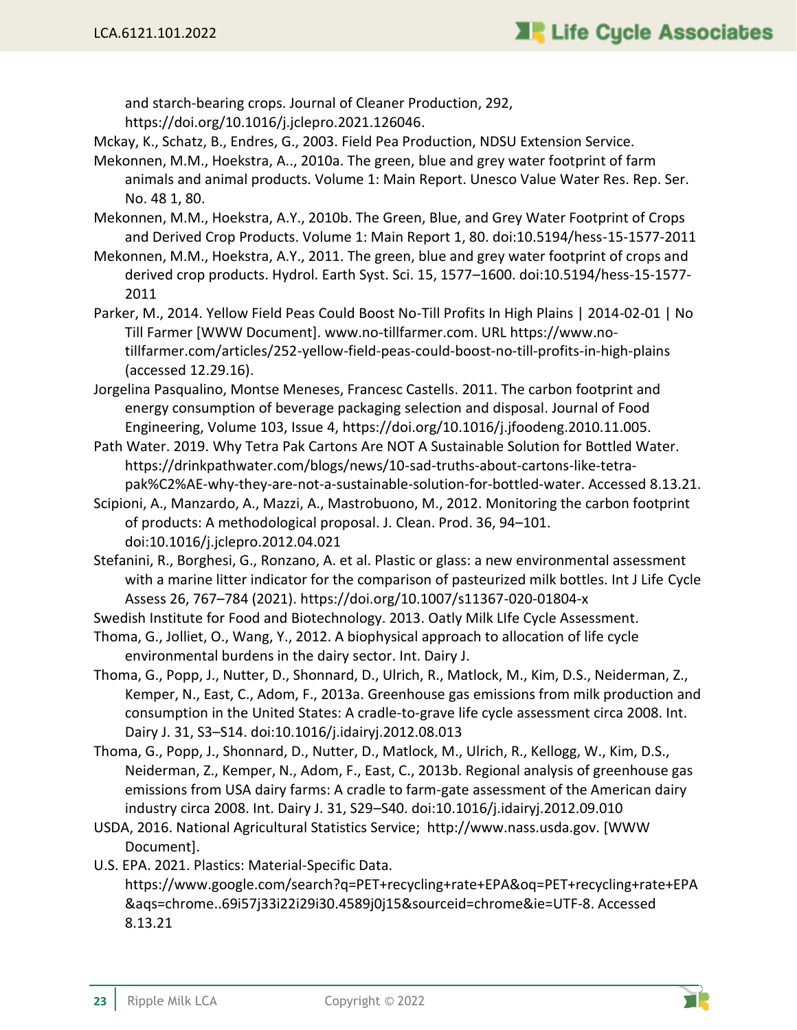and starch-bearing crops. Journal of Cleaner Production, 292, https://doi.org/10.1016/j.jclepro.2021.126046.

Mckay, K., Schatz, B., Endres, G., 2003. Field Pea Production, NDSU Extension Service.

Mekonnen, M.M., Hoekstra, A.., 2010a. The green, blue and grey water footprint of farm animals and animal products. Volume 1: Main Report. Unesco Value Water Res. Rep. Ser. No. 48 1, 80.

Mekonnen, M.M., Hoekstra, A.Y., 2010b. The Green, Blue, and Grey Water Footprint of Crops and Derived Crop Products. Volume 1: Main Report 1, 80. doi:10.5194/hess-15-1577-2011

Mekonnen, M.M., Hoekstra, A.Y., 2011. The green, blue and grey water footprint of crops and derived crop products. Hydrol. Earth Syst. Sci. 15, 1577–1600. doi:10.5194/hess-15-1577-2011

Parker, M., 2014. Yellow Field Peas Could Boost No-Till Profits In High Plains | 2014-02-01 | No Till Farmer [WWW Document]. www.no-tillfarmer.com. URL https://www.no-tillfarmer.com/articles/252-yellow-field-peas-could-boost-no-till-profits-in-high-plains (accessed 12.29.16).

Jorgelina Pasqualino, Montse Meneses, Francesc Castells. 2011. The carbon footprint and energy consumption of beverage packaging selection and disposal. Journal of Food Engineering, Volume 103, Issue 4, https://doi.org/10.1016/j.jfoodeng.2010.11.005.

Path Water. 2019. Why Tetra Pak Cartons Are NOT A Sustainable Solution for Bottled Water. https://drinkpathwater.com/blogs/news/10-sad-truths-about-cartons-like-tetra-pak%C2%AE-why-they-are-not-a-sustainable-solution-for-bottled-water. Accessed 8.13.21.

Scipioni, A., Manzardo, A., Mazzi, A., Mastrobuono, M., 2012. Monitoring the carbon footprint of products: A methodological proposal. J. Clean. Prod. 36, 94–101. doi:10.1016/j.jclepro.2012.04.021

Stefanini, R., Borghesi, G., Ronzano, A. et al. Plastic or glass: a new environmental assessment with a marine litter indicator for the comparison of pasteurized milk bottles. Int J Life Cycle Assess 26, 767–784 (2021). https://doi.org/10.1007/s11367-020-01804-x

Swedish Institute for Food and Biotechnology. 2013. Oatly Milk LIfe Cycle Assessment.

Thoma, G., Jolliet, O., Wang, Y., 2012. A biophysical approach to allocation of life cycle environmental burdens in the dairy sector. Int. Dairy J.

Thoma, G., Popp, J., Nutter, D., Shonnard, D., Ulrich, R., Matlock, M., Kim, D.S., Neiderman, Z., Kemper, N., East, C., Adom, F., 2013a. Greenhouse gas emissions from milk production and consumption in the United States: A cradle-to-grave life cycle assessment circa 2008. Int. Dairy J. 31, S3–S14. doi:10.1016/j.idairyj.2012.08.013

Thoma, G., Popp, J., Shonnard, D., Nutter, D., Matlock, M., Ulrich, R., Kellogg, W., Kim, D.S., Neiderman, Z., Kemper, N., Adom, F., East, C., 2013b. Regional analysis of greenhouse gas emissions from USA dairy farms: A cradle to farm-gate assessment of the American dairy industry circa 2008. Int. Dairy J. 31, S29–S40. doi:10.1016/j.idairyj.2012.09.010

USDA, 2016. National Agricultural Statistics Service; http://www.nass.usda.gov. [WWW Document].

U.S. EPA. 2021. Plastics: Material-Specific Data. https://www.google.com/search?q=PET+recycling+rate+EPA&oq=PET+recycling+rate+EPA&aqs=chrome..69i57j33i22i29i30.4589j0j15&sourceid=chrome&ie=UTF-8. Accessed 8.13.21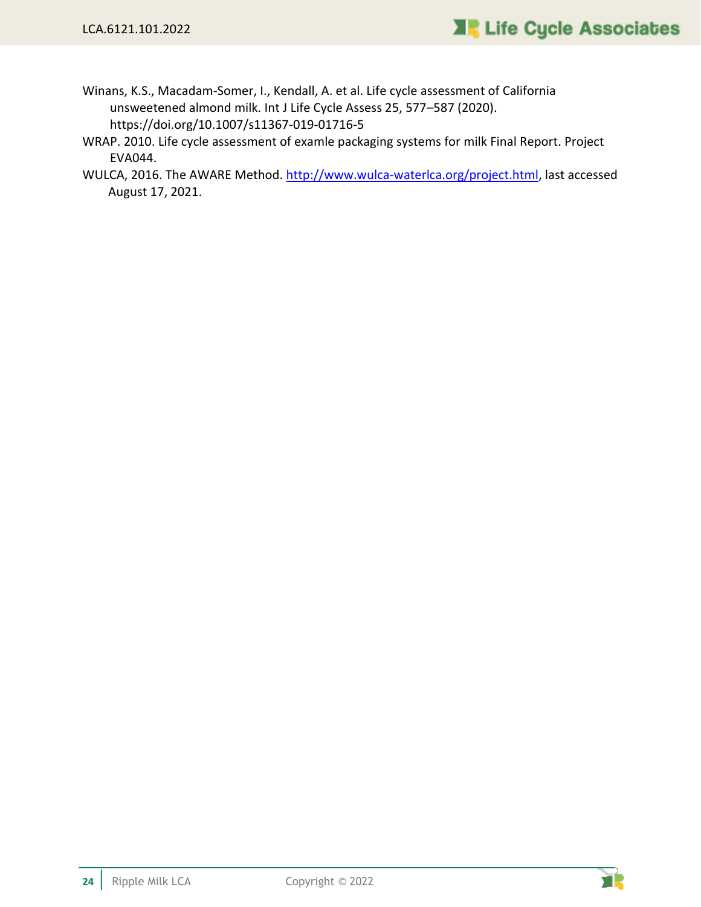Winans, K.S., Macadam-Somer, I., Kendall, A. et al. Life cycle assessment of California unsweetened almond milk. Int J Life Cycle Assess 25, 577–587 (2020). https://doi.org/10.1007/s11367-019-01716-5

WRAP. 2010. Life cycle assessment of examle packaging systems for milk Final Report. Project EVA044.

WULCA, 2016. The AWARE Method. http://www.wulca-waterlca.org/project.html, last accessed August 17, 2021.